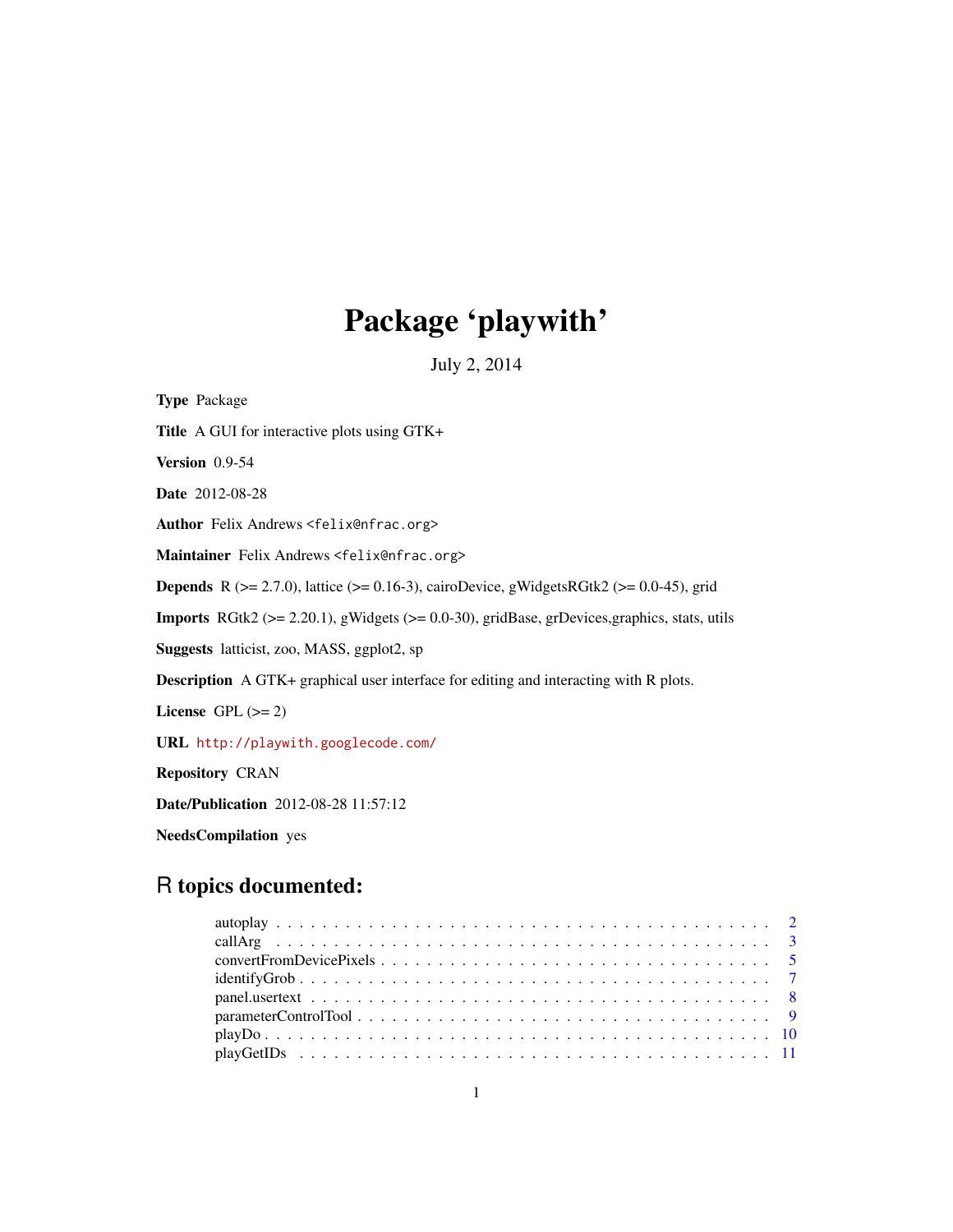# Package 'playwith'

July 2, 2014

**Type** Package

**Title** A GUI for interactive plots using GTK+

**Version** 0.9-54

**Date** 2012-08-28

**Author** Felix Andrews <felix@nfrac.org>

**Maintainer** Felix Andrews <felix@nfrac.org>

**Depends** R (>= 2.7.0), lattice (>= 0.16-3), cairoDevice, gWidgetsRGtk2 (>= 0.0-45), grid

**Imports** RGtk2 (>= 2.20.1), gWidgets (>= 0.0-30), gridBase, grDevices,graphics, stats, utils

**Suggests** latticist, zoo, MASS, ggplot2, sp

**Description** A GTK+ graphical user interface for editing and interacting with R plots.

**License** GPL (>= 2)

**URL** http://playwith.googlecode.com/

**Repository** CRAN

**Date/Publication** 2012-08-28 11:57:12

**NeedsCompilation** yes

## R topics documented:

- autoplay . . . . . . . . . . . . . . . . . . . . . . . . . . . . . . . . . . . . . . . . . . . 2
- callArg . . . . . . . . . . . . . . . . . . . . . . . . . . . . . . . . . . . . . . . . . . . 3
- convertFromDevicePixels . . . . . . . . . . . . . . . . . . . . . . . . . . . . . . . . . . 5
- identifyGrob . . . . . . . . . . . . . . . . . . . . . . . . . . . . . . . . . . . . . . . . 7
- panel.usertext . . . . . . . . . . . . . . . . . . . . . . . . . . . . . . . . . . . . . . . 8
- parameterControlTool . . . . . . . . . . . . . . . . . . . . . . . . . . . . . . . . . . . 9
- playDo . . . . . . . . . . . . . . . . . . . . . . . . . . . . . . . . . . . . . . . . . . . 10
- playGetIDs . . . . . . . . . . . . . . . . . . . . . . . . . . . . . . . . . . . . . . . . . 11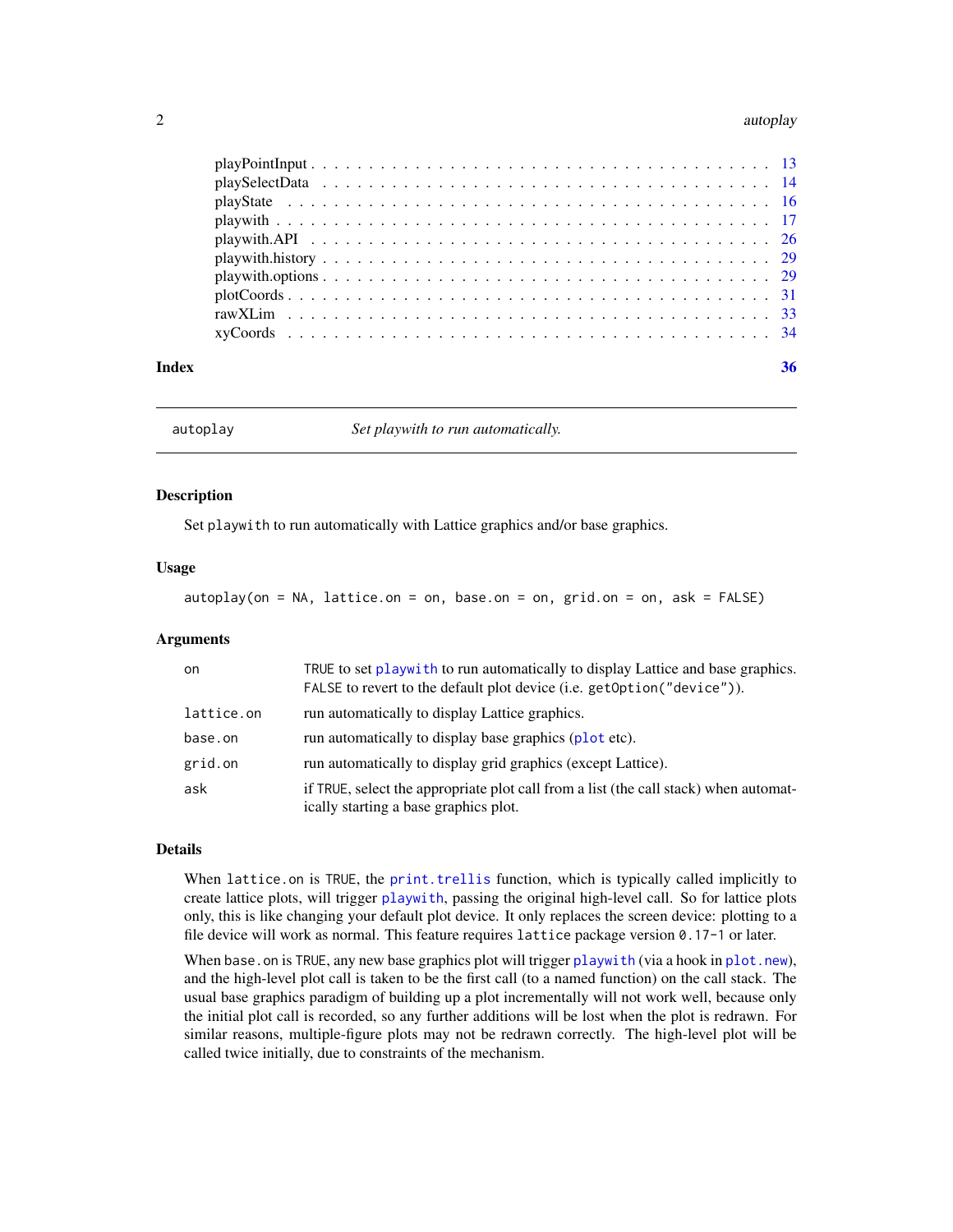| | |
|---|---|
| playPointInput | 13 |
| playSelectData | 14 |
| playState | 16 |
| playwith | 17 |
| playwith.API | 26 |
| playwith.history | 29 |
| playwith.options | 29 |
| plotCoords | 31 |
| rawXLim | 33 |
| xyCoords | 34 |

**Index** **36**

---

`autoplay` *Set playwith to run automatically.*

---

## Description

Set `playwith` to run automatically with Lattice graphics and/or base graphics.

## Usage

```
autoplay(on = NA, lattice.on = on, base.on = on, grid.on = on, ask = FALSE)
```

## Arguments

| | |
|---|---|
| `on` | `TRUE` to set `playwith` to run automatically to display Lattice and base graphics. `FALSE` to revert to the default plot device (i.e. `getOption("device")`). |
| `lattice.on` | run automatically to display Lattice graphics. |
| `base.on` | run automatically to display base graphics (`plot` etc). |
| `grid.on` | run automatically to display grid graphics (except Lattice). |
| `ask` | if `TRUE`, select the appropriate plot call from a list (the call stack) when automatically starting a base graphics plot. |

## Details

When `lattice.on` is `TRUE`, the `print.trellis` function, which is typically called implicitly to create lattice plots, will trigger `playwith`, passing the original high-level call. So for lattice plots only, this is like changing your default plot device. It only replaces the screen device: plotting to a file device will work as normal. This feature requires `lattice` package version `0.17-1` or later.

When `base.on` is `TRUE`, any new base graphics plot will trigger `playwith` (via a hook in `plot.new`), and the high-level plot call is taken to be the first call (to a named function) on the call stack. The usual base graphics paradigm of building up a plot incrementally will not work well, because only the initial plot call is recorded, so any further additions will be lost when the plot is redrawn. For similar reasons, multiple-figure plots may not be redrawn correctly. The high-level plot will be called twice initially, due to constraints of the mechanism.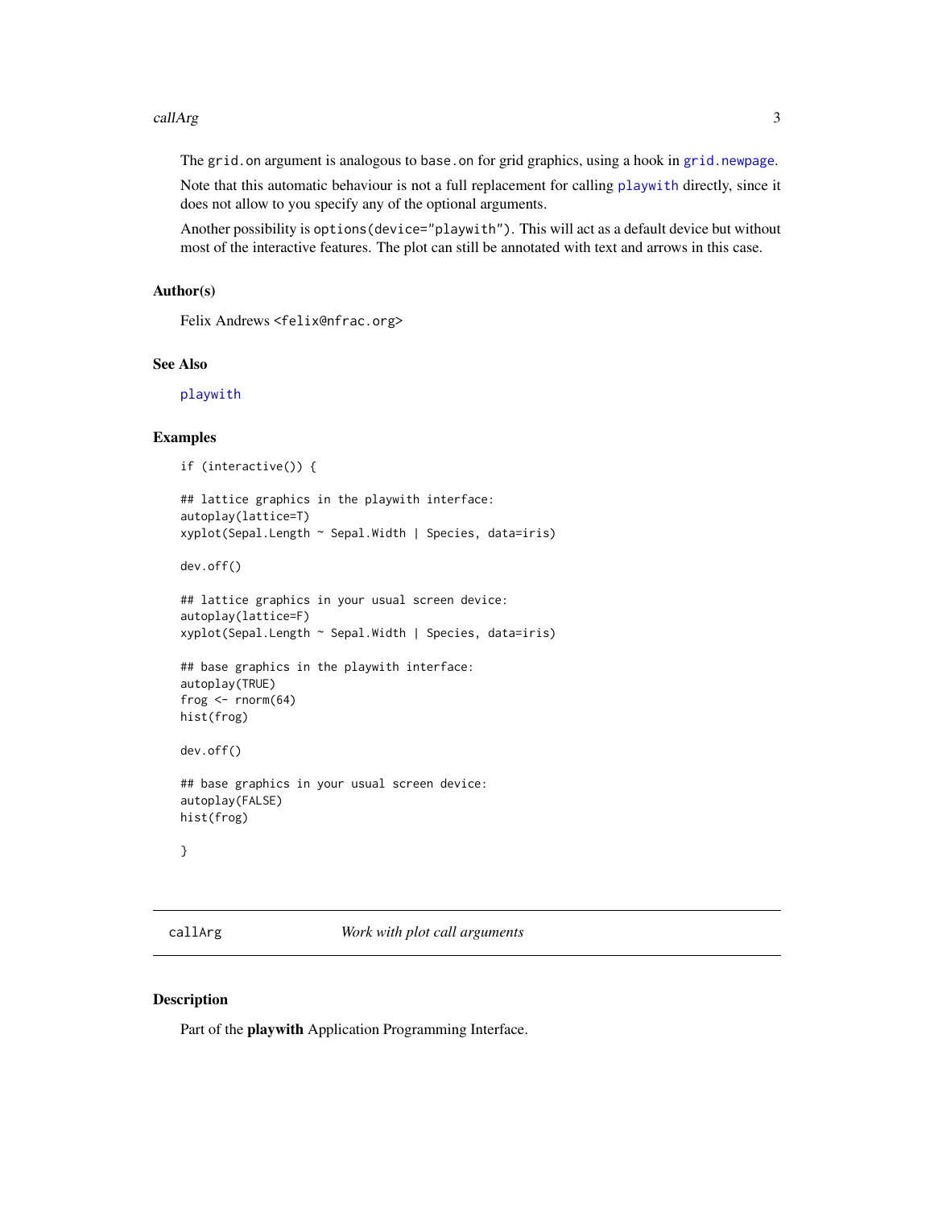The `grid.on` argument is analogous to `base.on` for grid graphics, using a hook in `grid.newpage`.

Note that this automatic behaviour is not a full replacement for calling `playwith` directly, since it does not allow to you specify any of the optional arguments.

Another possibility is `options(device="playwith")`. This will act as a default device but without most of the interactive features. The plot can still be annotated with text and arrows in this case.

### Author(s)

Felix Andrews <felix@nfrac.org>

### See Also

`playwith`

### Examples

```
if (interactive()) {

## lattice graphics in the playwith interface:
autoplay(lattice=T)
xyplot(Sepal.Length ~ Sepal.Width | Species, data=iris)

dev.off()

## lattice graphics in your usual screen device:
autoplay(lattice=F)
xyplot(Sepal.Length ~ Sepal.Width | Species, data=iris)

## base graphics in the playwith interface:
autoplay(TRUE)
frog <- rnorm(64)
hist(frog)

dev.off()

## base graphics in your usual screen device:
autoplay(FALSE)
hist(frog)

}
```

---

## callArg    *Work with plot call arguments*

---

### Description

Part of the **playwith** Application Programming Interface.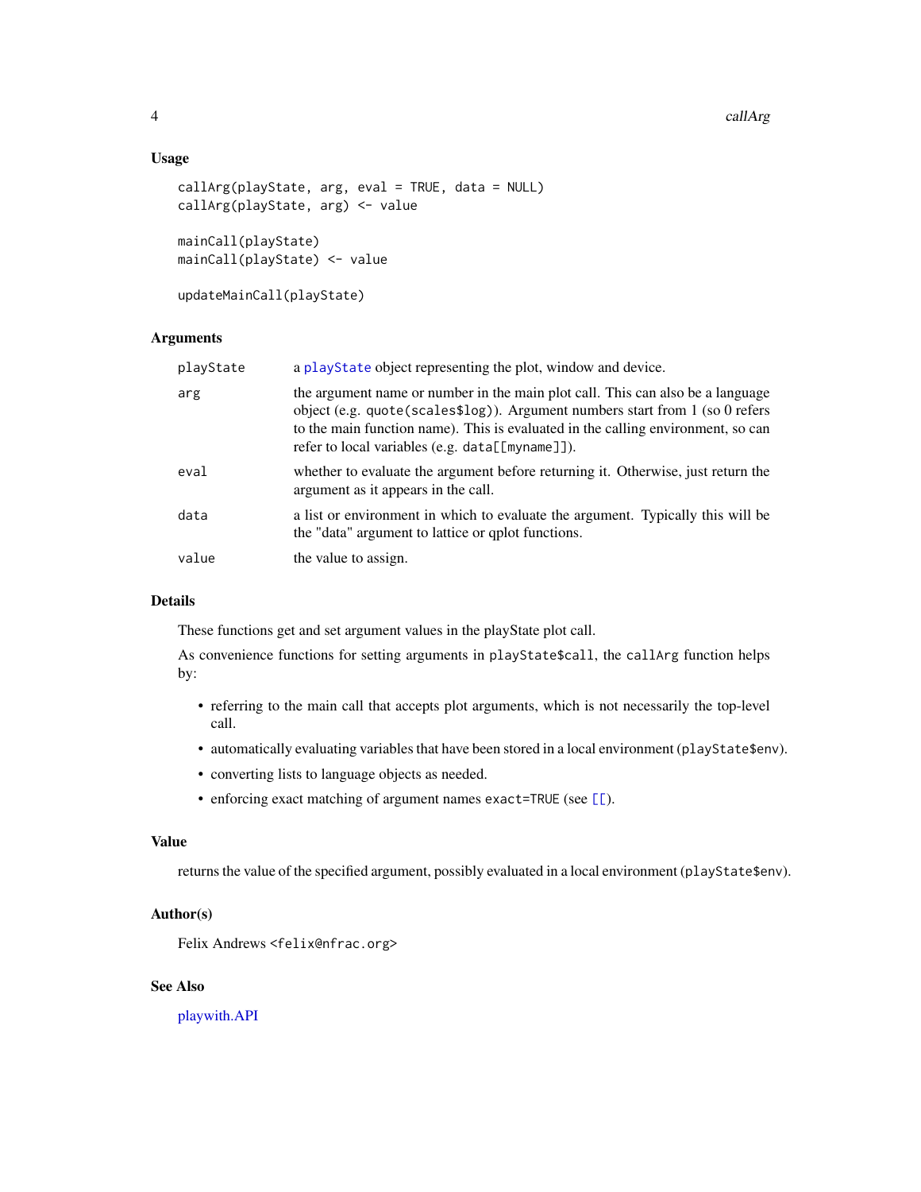### Usage

```
callArg(playState, arg, eval = TRUE, data = NULL)
callArg(playState, arg) <- value

mainCall(playState)
mainCall(playState) <- value

updateMainCall(playState)
```

### Arguments

| | |
|---|---|
| playState | a playState object representing the plot, window and device. |
| arg | the argument name or number in the main plot call. This can also be a language object (e.g. quote(scales$log)). Argument numbers start from 1 (so 0 refers to the main function name). This is evaluated in the calling environment, so can refer to local variables (e.g. data[[myname]]). |
| eval | whether to evaluate the argument before returning it. Otherwise, just return the argument as it appears in the call. |
| data | a list or environment in which to evaluate the argument. Typically this will be the "data" argument to lattice or qplot functions. |
| value | the value to assign. |

### Details

These functions get and set argument values in the playState plot call.

As convenience functions for setting arguments in `playState$call`, the `callArg` function helps by:

- referring to the main call that accepts plot arguments, which is not necessarily the top-level call.
- automatically evaluating variables that have been stored in a local environment (`playState$env`).
- converting lists to language objects as needed.
- enforcing exact matching of argument names `exact=TRUE` (see `[[`).

### Value

returns the value of the specified argument, possibly evaluated in a local environment (`playState$env`).

### Author(s)

Felix Andrews <felix@nfrac.org>

### See Also

playwith.API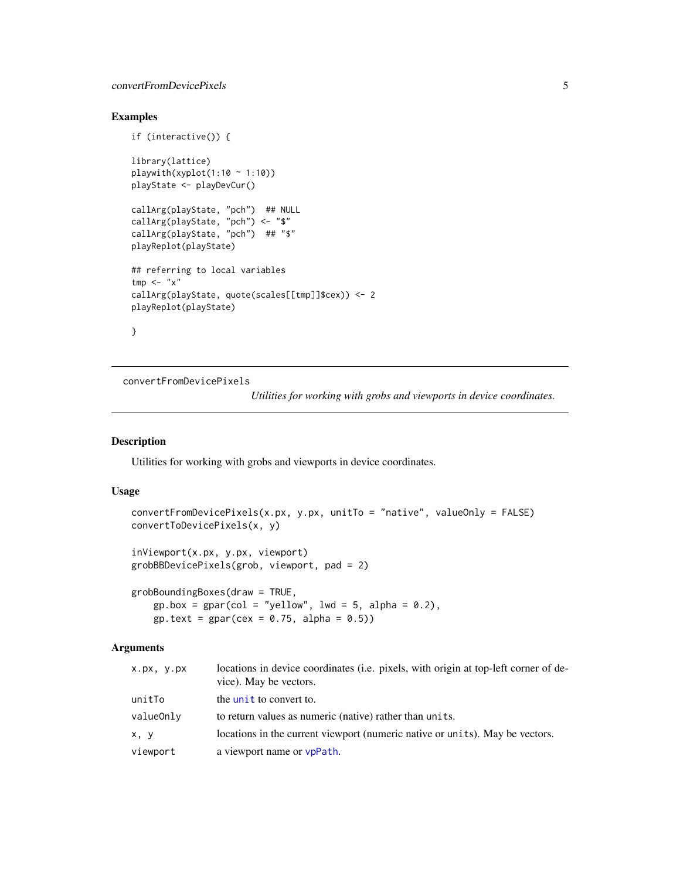## Examples

```
if (interactive()) {

library(lattice)
playwith(xyplot(1:10 ~ 1:10))
playState <- playDevCur()

callArg(playState, "pch")  ## NULL
callArg(playState, "pch") <- "$"
callArg(playState, "pch")  ## "$"
playReplot(playState)

## referring to local variables
tmp <- "x"
callArg(playState, quote(scales[[tmp]]$cex)) <- 2
playReplot(playState)

}
```

---

# convertFromDevicePixels

*Utilities for working with grobs and viewports in device coordinates.*

## Description

Utilities for working with grobs and viewports in device coordinates.

## Usage

```
convertFromDevicePixels(x.px, y.px, unitTo = "native", valueOnly = FALSE)
convertToDevicePixels(x, y)

inViewport(x.px, y.px, viewport)
grobBBDevicePixels(grob, viewport, pad = 2)

grobBoundingBoxes(draw = TRUE,
    gp.box = gpar(col = "yellow", lwd = 5, alpha = 0.2),
    gp.text = gpar(cex = 0.75, alpha = 0.5))
```

## Arguments

| | |
|---|---|
| `x.px, y.px` | locations in device coordinates (i.e. pixels, with origin at top-left corner of device). May be vectors. |
| `unitTo` | the `unit` to convert to. |
| `valueOnly` | to return values as numeric (native) rather than `units`. |
| `x, y` | locations in the current viewport (numeric native or `units`). May be vectors. |
| `viewport` | a viewport name or `vpPath`. |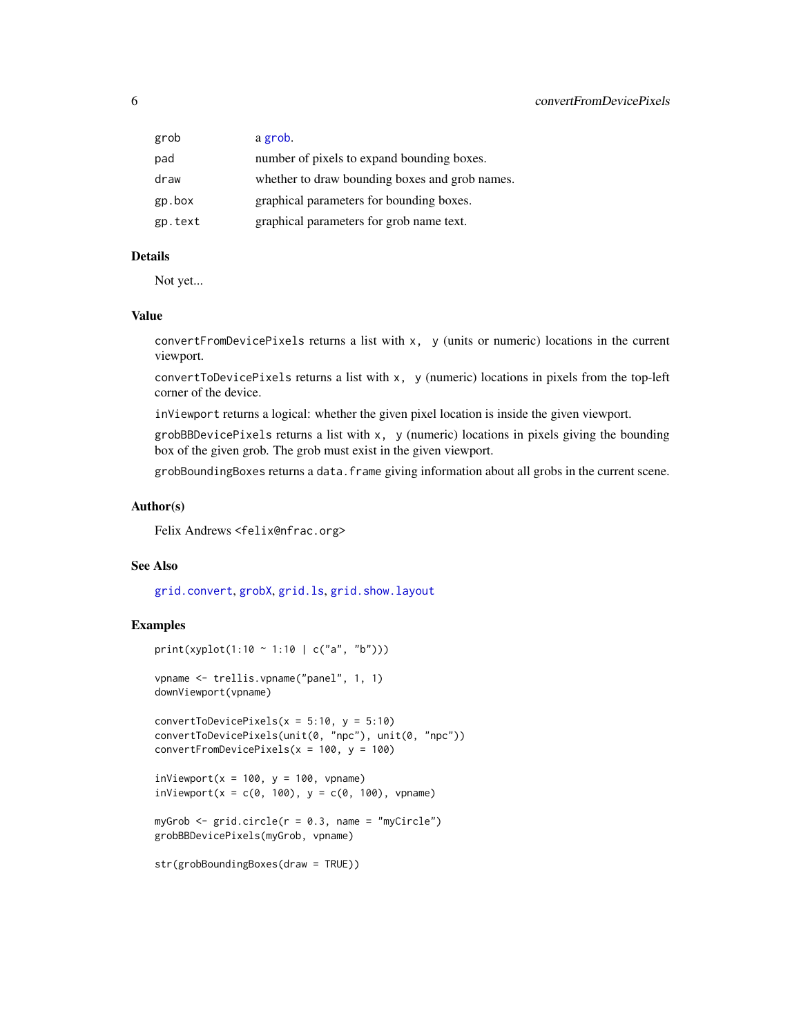| | |
|---|---|
| `grob` | a grob. |
| `pad` | number of pixels to expand bounding boxes. |
| `draw` | whether to draw bounding boxes and grob names. |
| `gp.box` | graphical parameters for bounding boxes. |
| `gp.text` | graphical parameters for grob name text. |

### Details

Not yet...

### Value

`convertFromDevicePixels` returns a list with `x, y` (units or numeric) locations in the current viewport.

`convertToDevicePixels` returns a list with `x, y` (numeric) locations in pixels from the top-left corner of the device.

`inViewport` returns a logical: whether the given pixel location is inside the given viewport.

`grobBBDevicePixels` returns a list with `x, y` (numeric) locations in pixels giving the bounding box of the given grob. The grob must exist in the given viewport.

`grobBoundingBoxes` returns a `data.frame` giving information about all grobs in the current scene.

### Author(s)

Felix Andrews <felix@nfrac.org>

### See Also

`grid.convert`, `grobX`, `grid.ls`, `grid.show.layout`

### Examples

```
print(xyplot(1:10 ~ 1:10 | c("a", "b")))

vpname <- trellis.vpname("panel", 1, 1)
downViewport(vpname)

convertToDevicePixels(x = 5:10, y = 5:10)
convertToDevicePixels(unit(0, "npc"), unit(0, "npc"))
convertFromDevicePixels(x = 100, y = 100)

inViewport(x = 100, y = 100, vpname)
inViewport(x = c(0, 100), y = c(0, 100), vpname)

myGrob <- grid.circle(r = 0.3, name = "myCircle")
grobBBDevicePixels(myGrob, vpname)

str(grobBoundingBoxes(draw = TRUE))
```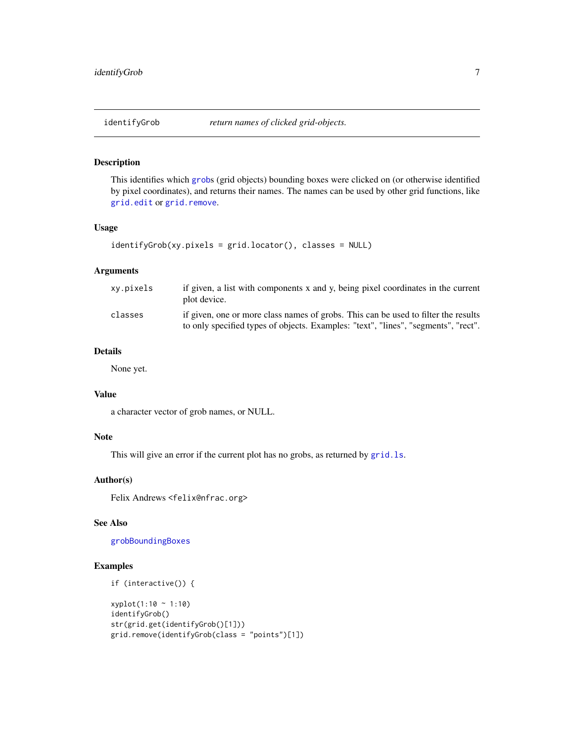identifyGrob *return names of clicked grid-objects.*

### Description

This identifies which grobs (grid objects) bounding boxes were clicked on (or otherwise identified by pixel coordinates), and returns their names. The names can be used by other grid functions, like `grid.edit` or `grid.remove`.

### Usage

```
identifyGrob(xy.pixels = grid.locator(), classes = NULL)
```

### Arguments

| | |
|---|---|
| `xy.pixels` | if given, a list with components x and y, being pixel coordinates in the current plot device. |
| `classes` | if given, one or more class names of grobs. This can be used to filter the results to only specified types of objects. Examples: "text", "lines", "segments", "rect". |

### Details

None yet.

### Value

a character vector of grob names, or NULL.

### Note

This will give an error if the current plot has no grobs, as returned by `grid.ls`.

### Author(s)

Felix Andrews <felix@nfrac.org>

### See Also

`grobBoundingBoxes`

### Examples

```
if (interactive()) {

xyplot(1:10 ~ 1:10)
identifyGrob()
str(grid.get(identifyGrob()[1]))
grid.remove(identifyGrob(class = "points")[1])
```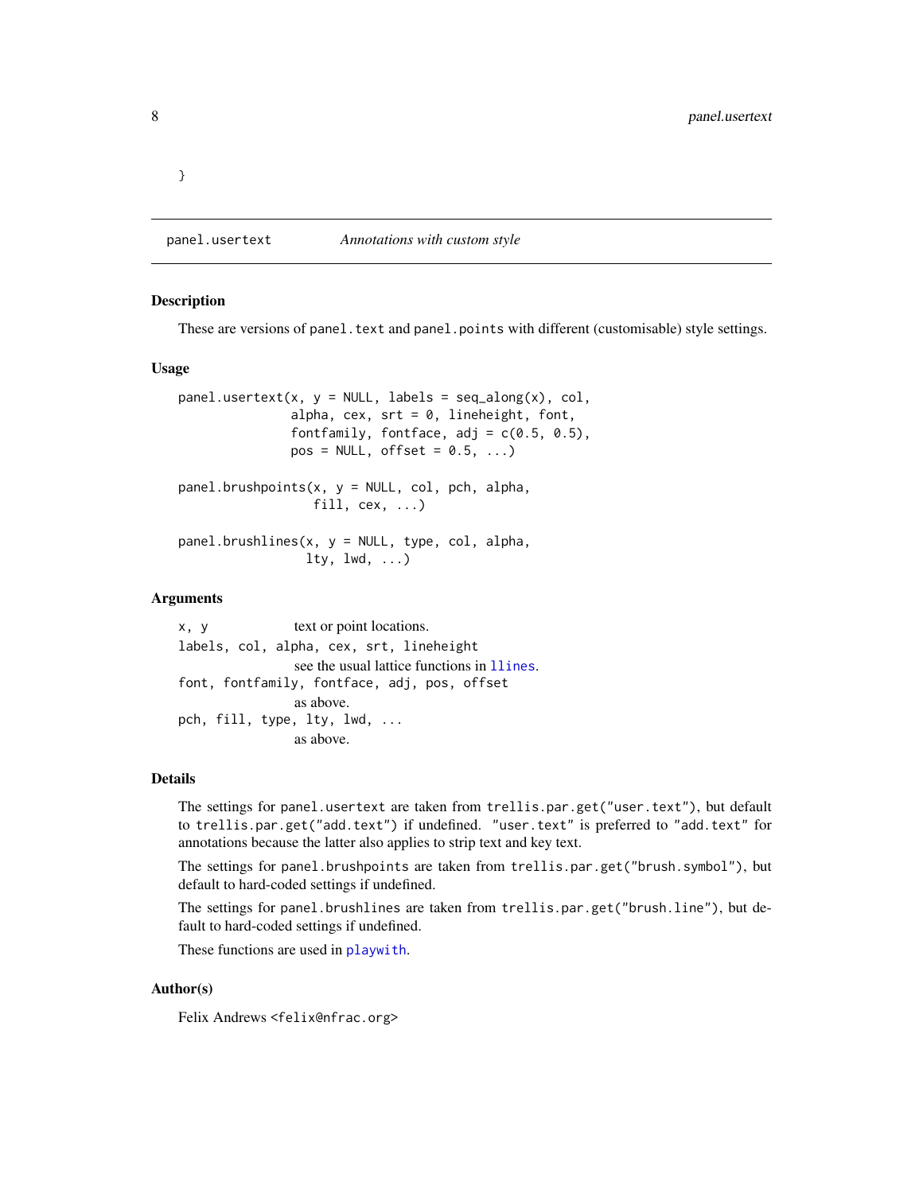```
}
```

## panel.usertext *Annotations with custom style*

### Description

These are versions of `panel.text` and `panel.points` with different (customisable) style settings.

### Usage

```
panel.usertext(x, y = NULL, labels = seq_along(x), col,
               alpha, cex, srt = 0, lineheight, font,
               fontfamily, fontface, adj = c(0.5, 0.5),
               pos = NULL, offset = 0.5, ...)

panel.brushpoints(x, y = NULL, col, pch, alpha,
                  fill, cex, ...)

panel.brushlines(x, y = NULL, type, col, alpha,
                 lty, lwd, ...)
```

### Arguments

`x, y` text or point locations.

`labels, col, alpha, cex, srt, lineheight`
see the usual lattice functions in `llines`.

`font, fontfamily, fontface, adj, pos, offset`
as above.

`pch, fill, type, lty, lwd, ...`
as above.

### Details

The settings for `panel.usertext` are taken from `trellis.par.get("user.text")`, but default to `trellis.par.get("add.text")` if undefined. `"user.text"` is preferred to `"add.text"` for annotations because the latter also applies to strip text and key text.

The settings for `panel.brushpoints` are taken from `trellis.par.get("brush.symbol")`, but default to hard-coded settings if undefined.

The settings for `panel.brushlines` are taken from `trellis.par.get("brush.line")`, but default to hard-coded settings if undefined.

These functions are used in `playwith`.

### Author(s)

Felix Andrews <felix@nfrac.org>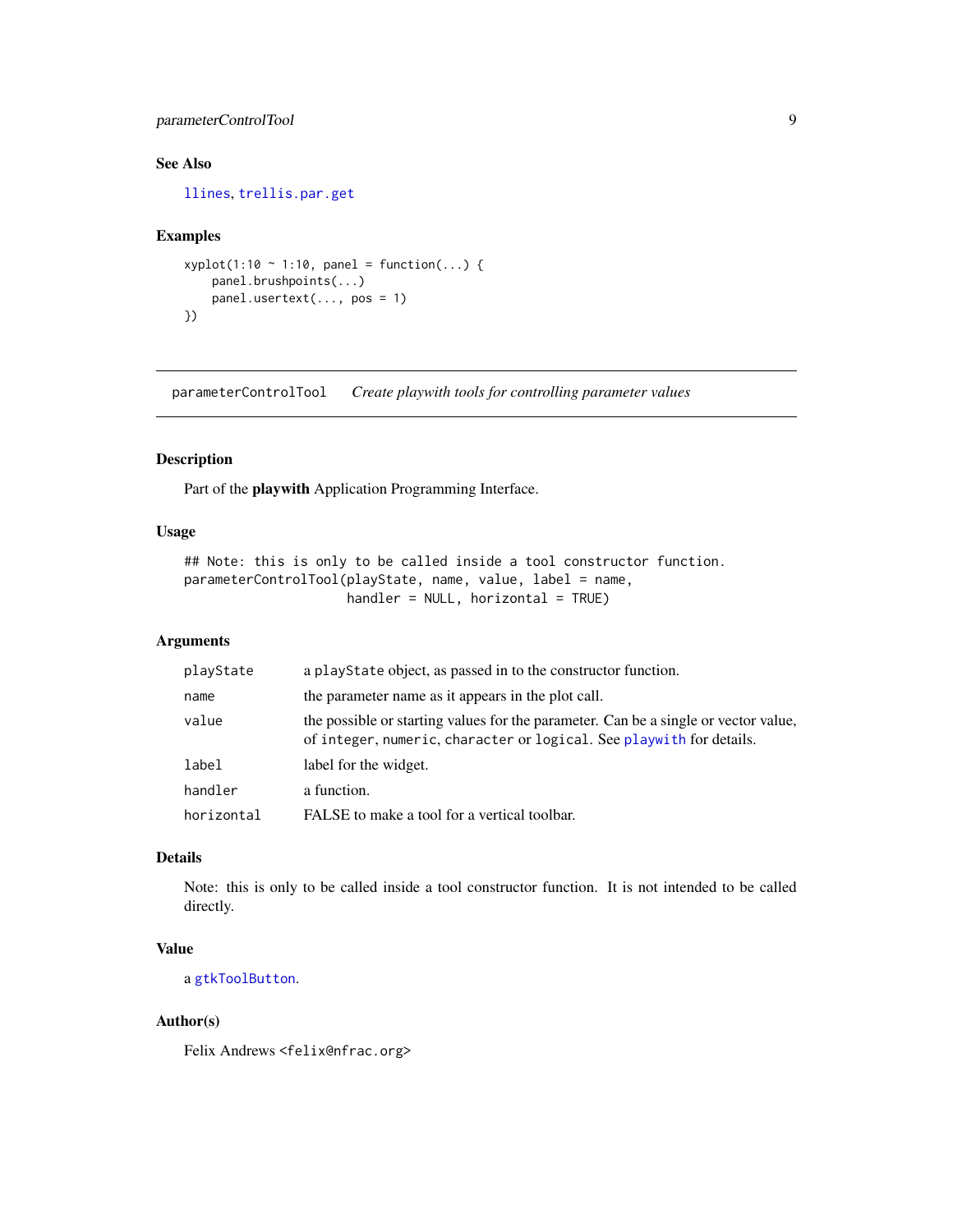### See Also

llines, trellis.par.get

### Examples

```
xyplot(1:10 ~ 1:10, panel = function(...) {
    panel.brushpoints(...)
    panel.usertext(..., pos = 1)
})
```

---

## parameterControlTool &nbsp;&nbsp;&nbsp; *Create playwith tools for controlling parameter values*

---

### Description

Part of the **playwith** Application Programming Interface.

### Usage

```
## Note: this is only to be called inside a tool constructor function.
parameterControlTool(playState, name, value, label = name,
                     handler = NULL, horizontal = TRUE)
```

### Arguments

| | |
|---|---|
| `playState` | a `playState` object, as passed in to the constructor function. |
| `name` | the parameter name as it appears in the plot call. |
| `value` | the possible or starting values for the parameter. Can be a single or vector value, of `integer`, `numeric`, `character` or `logical`. See `playwith` for details. |
| `label` | label for the widget. |
| `handler` | a function. |
| `horizontal` | FALSE to make a tool for a vertical toolbar. |

### Details

Note: this is only to be called inside a tool constructor function. It is not intended to be called directly.

### Value

a `gtkToolButton`.

### Author(s)

Felix Andrews <felix@nfrac.org>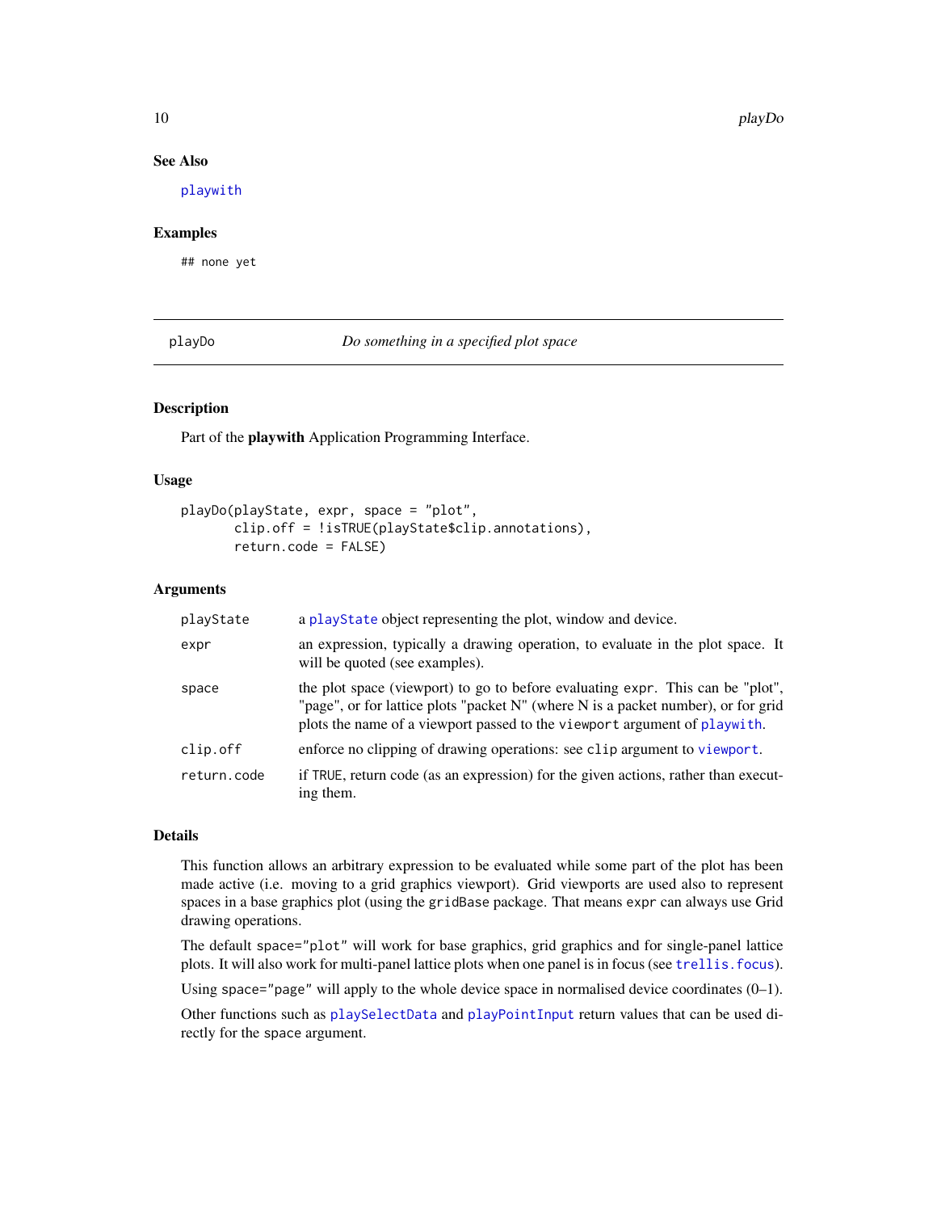## See Also

playwith

## Examples

```
## none yet
```

---

# playDo — *Do something in a specified plot space*

---

## Description

Part of the **playwith** Application Programming Interface.

## Usage

```
playDo(playState, expr, space = "plot",
       clip.off = !isTRUE(playState$clip.annotations),
       return.code = FALSE)
```

## Arguments

| | |
|---|---|
| `playState` | a `playState` object representing the plot, window and device. |
| `expr` | an expression, typically a drawing operation, to evaluate in the plot space. It will be quoted (see examples). |
| `space` | the plot space (viewport) to go to before evaluating `expr`. This can be "plot", "page", or for lattice plots "packet N" (where N is a packet number), or for grid plots the name of a viewport passed to the `viewport` argument of `playwith`. |
| `clip.off` | enforce no clipping of drawing operations: see `clip` argument to `viewport`. |
| `return.code` | if `TRUE`, return code (as an expression) for the given actions, rather than executing them. |

## Details

This function allows an arbitrary expression to be evaluated while some part of the plot has been made active (i.e. moving to a grid graphics viewport). Grid viewports are used also to represent spaces in a base graphics plot (using the `gridBase` package. That means `expr` can always use Grid drawing operations.

The default `space="plot"` will work for base graphics, grid graphics and for single-panel lattice plots. It will also work for multi-panel lattice plots when one panel is in focus (see `trellis.focus`).

Using `space="page"` will apply to the whole device space in normalised device coordinates (0–1).

Other functions such as `playSelectData` and `playPointInput` return values that can be used directly for the `space` argument.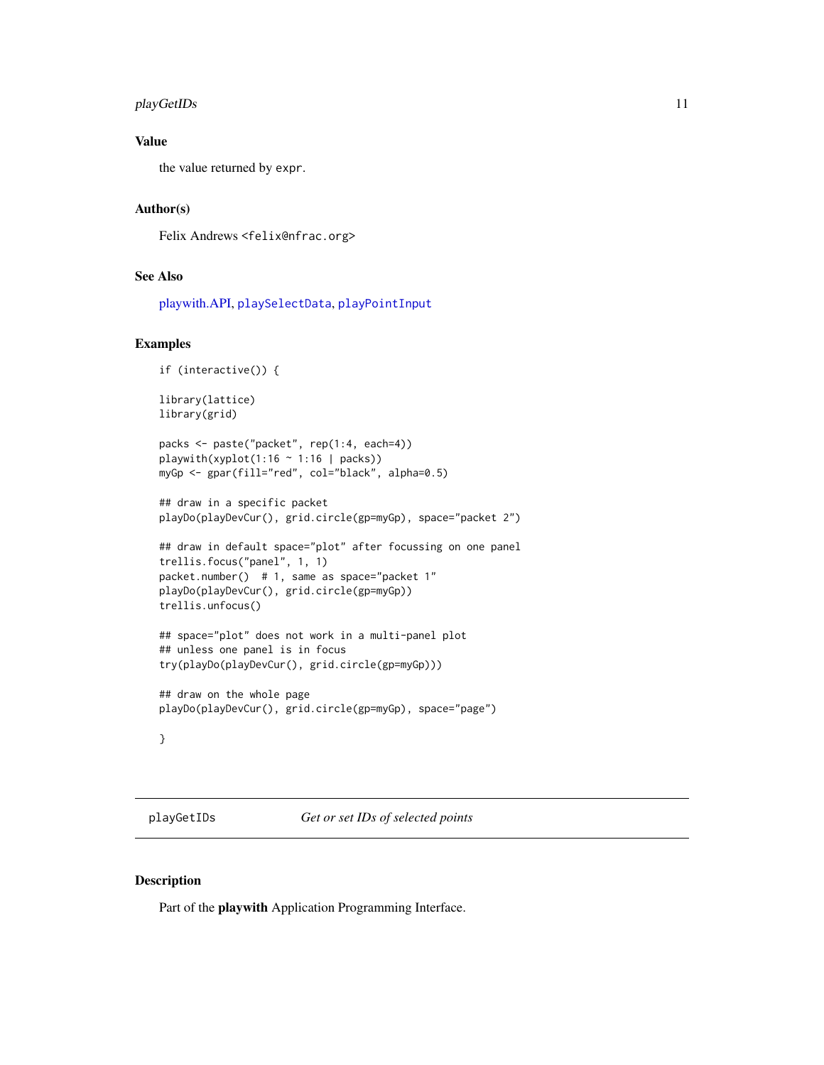## Value

the value returned by `expr`.

## Author(s)

Felix Andrews <felix@nfrac.org>

## See Also

playwith.API, `playSelectData`, `playPointInput`

## Examples

```
if (interactive()) {

library(lattice)
library(grid)

packs <- paste("packet", rep(1:4, each=4))
playwith(xyplot(1:16 ~ 1:16 | packs))
myGp <- gpar(fill="red", col="black", alpha=0.5)

## draw in a specific packet
playDo(playDevCur(), grid.circle(gp=myGp), space="packet 2")

## draw in default space="plot" after focussing on one panel
trellis.focus("panel", 1, 1)
packet.number()  # 1, same as space="packet 1"
playDo(playDevCur(), grid.circle(gp=myGp))
trellis.unfocus()

## space="plot" does not work in a multi-panel plot
## unless one panel is in focus
try(playDo(playDevCur(), grid.circle(gp=myGp)))

## draw on the whole page
playDo(playDevCur(), grid.circle(gp=myGp), space="page")

}
```

---

# playGetIDs *Get or set IDs of selected points*

---

## Description

Part of the **playwith** Application Programming Interface.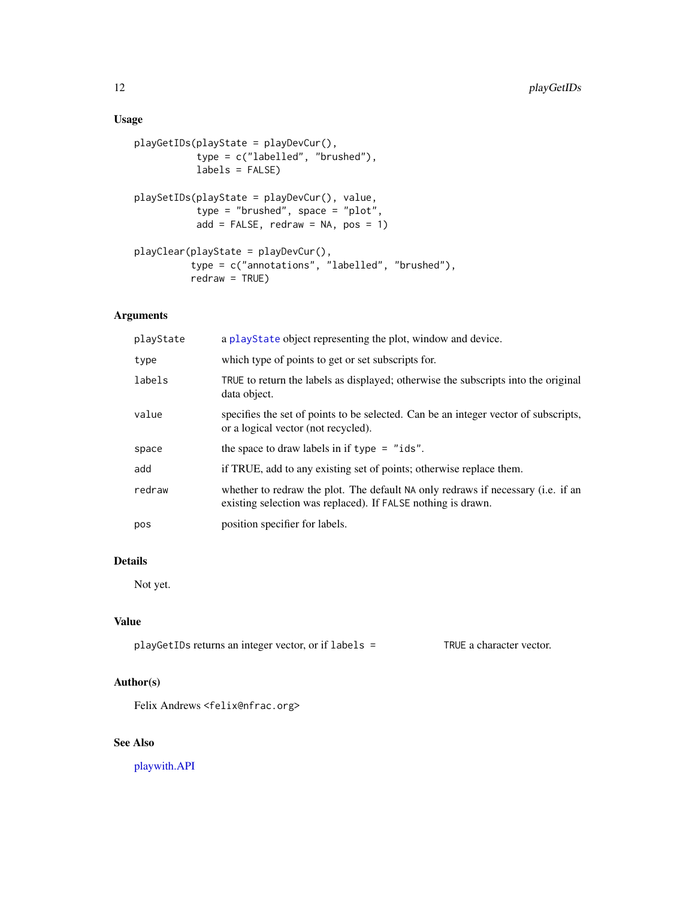## Usage

```
playGetIDs(playState = playDevCur(),
           type = c("labelled", "brushed"),
           labels = FALSE)

playSetIDs(playState = playDevCur(), value,
           type = "brushed", space = "plot",
           add = FALSE, redraw = NA, pos = 1)

playClear(playState = playDevCur(),
          type = c("annotations", "labelled", "brushed"),
          redraw = TRUE)
```

## Arguments

| | |
|---|---|
| playState | a playState object representing the plot, window and device. |
| type | which type of points to get or set subscripts for. |
| labels | TRUE to return the labels as displayed; otherwise the subscripts into the original data object. |
| value | specifies the set of points to be selected. Can be an integer vector of subscripts, or a logical vector (not recycled). |
| space | the space to draw labels in if type = "ids". |
| add | if TRUE, add to any existing set of points; otherwise replace them. |
| redraw | whether to redraw the plot. The default NA only redraws if necessary (i.e. if an existing selection was replaced). If FALSE nothing is drawn. |
| pos | position specifier for labels. |

## Details

Not yet.

## Value

playGetIDs returns an integer vector, or if labels = TRUE a character vector.

## Author(s)

Felix Andrews <felix@nfrac.org>

## See Also

playwith.API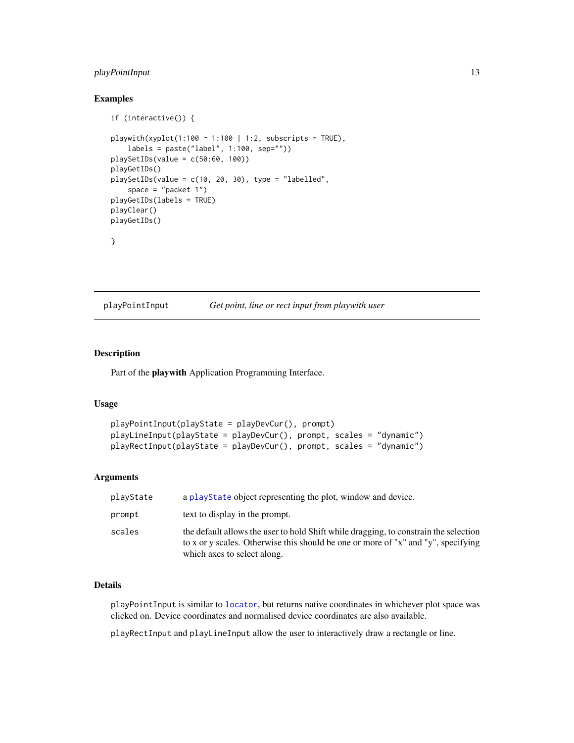## Examples

```
if (interactive()) {

playwith(xyplot(1:100 ~ 1:100 | 1:2, subscripts = TRUE),
    labels = paste("label", 1:100, sep=""))
playSetIDs(value = c(50:60, 100))
playGetIDs()
playSetIDs(value = c(10, 20, 30), type = "labelled",
    space = "packet 1")
playGetIDs(labels = TRUE)
playClear()
playGetIDs()

}
```

---

# playPointInput — *Get point, line or rect input from playwith user*

---

## Description

Part of the **playwith** Application Programming Interface.

## Usage

```
playPointInput(playState = playDevCur(), prompt)
playLineInput(playState = playDevCur(), prompt, scales = "dynamic")
playRectInput(playState = playDevCur(), prompt, scales = "dynamic")
```

## Arguments

| | |
|---|---|
| `playState` | a `playState` object representing the plot, window and device. |
| `prompt` | text to display in the prompt. |
| `scales` | the default allows the user to hold Shift while dragging, to constrain the selection to x or y scales. Otherwise this should be one or more of "x" and "y", specifying which axes to select along. |

## Details

`playPointInput` is similar to `locator`, but returns native coordinates in whichever plot space was clicked on. Device coordinates and normalised device coordinates are also available.

`playRectInput` and `playLineInput` allow the user to interactively draw a rectangle or line.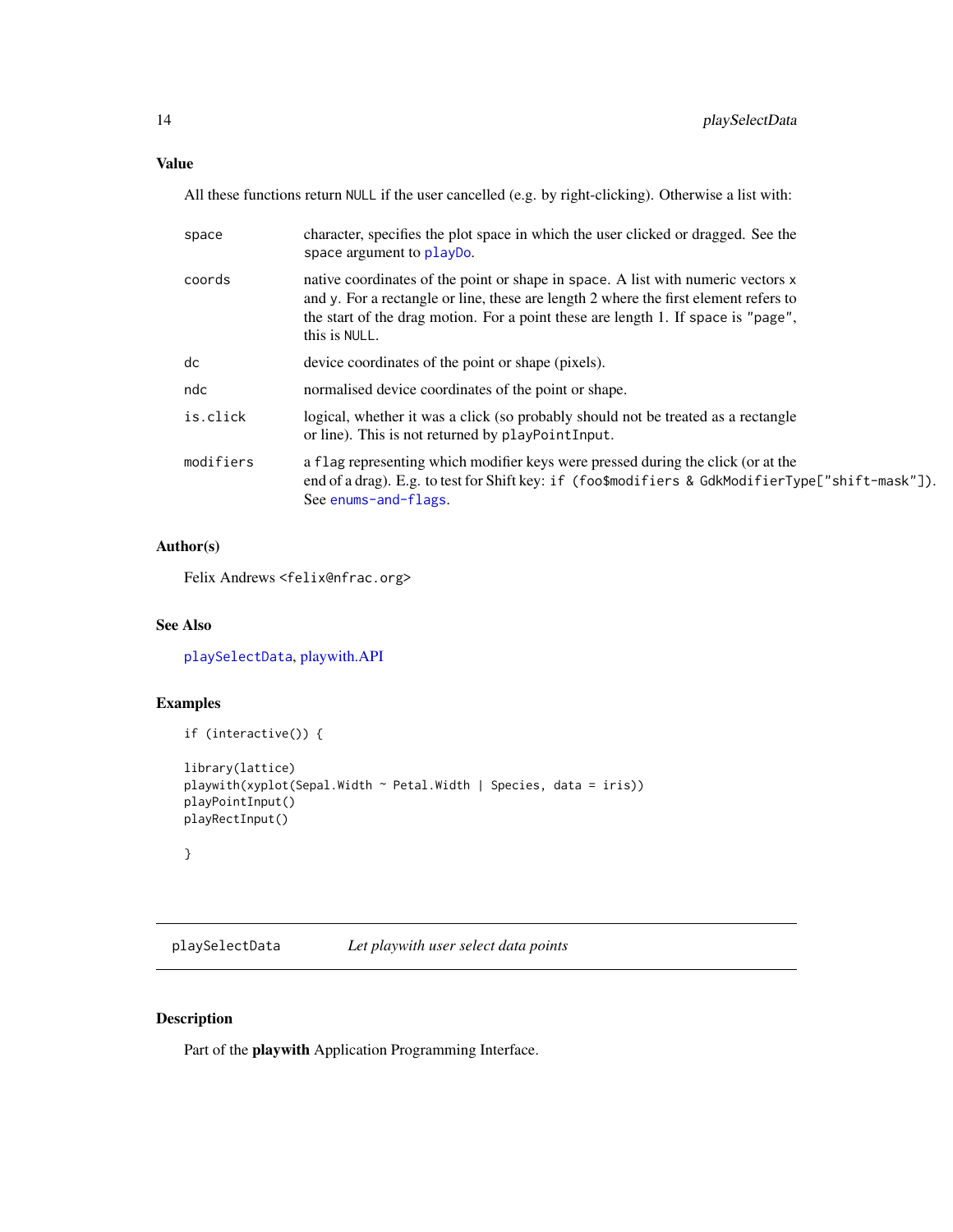### Value

All these functions return `NULL` if the user cancelled (e.g. by right-clicking). Otherwise a list with:

| | |
|---|---|
| `space` | character, specifies the plot space in which the user clicked or dragged. See the `space` argument to `playDo`. |
| `coords` | native coordinates of the point or shape in space. A list with numeric vectors `x` and `y`. For a rectangle or line, these are length 2 where the first element refers to the start of the drag motion. For a point these are length 1. If `space` is `"page"`, this is `NULL`. |
| `dc` | device coordinates of the point or shape (pixels). |
| `ndc` | normalised device coordinates of the point or shape. |
| `is.click` | logical, whether it was a click (so probably should not be treated as a rectangle or line). This is not returned by `playPointInput`. |
| `modifiers` | a `flag` representing which modifier keys were pressed during the click (or at the end of a drag). E.g. to test for Shift key: `if (foo$modifiers & GdkModifierType["shift-mask"])`. See `enums-and-flags`. |

### Author(s)

Felix Andrews <felix@nfrac.org>

### See Also

`playSelectData`, playwith.API

### Examples

```
if (interactive()) {

library(lattice)
playwith(xyplot(Sepal.Width ~ Petal.Width | Species, data = iris))
playPointInput()
playRectInput()

}
```

---

## playSelectData *Let playwith user select data points*

### Description

Part of the **playwith** Application Programming Interface.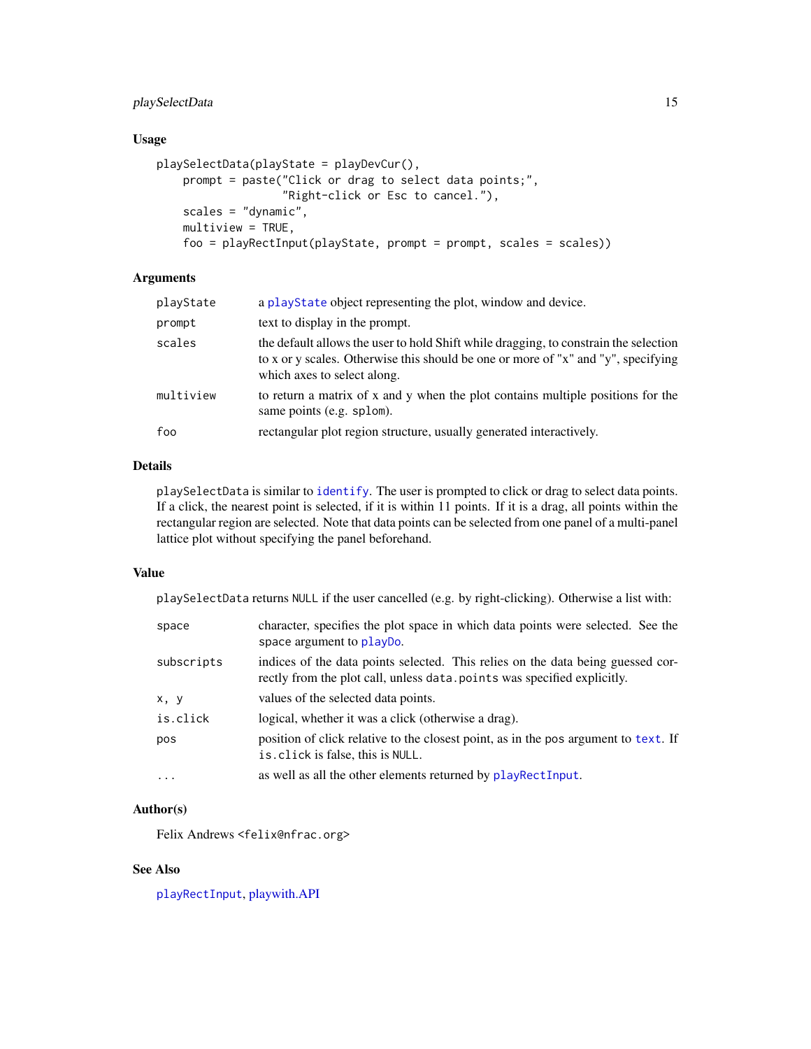## Usage

```
playSelectData(playState = playDevCur(),
    prompt = paste("Click or drag to select data points;",
                   "Right-click or Esc to cancel."),
    scales = "dynamic",
    multiview = TRUE,
    foo = playRectInput(playState, prompt = prompt, scales = scales))
```

## Arguments

| | |
|---|---|
| `playState` | a `playState` object representing the plot, window and device. |
| `prompt` | text to display in the prompt. |
| `scales` | the default allows the user to hold Shift while dragging, to constrain the selection to x or y scales. Otherwise this should be one or more of "x" and "y", specifying which axes to select along. |
| `multiview` | to return a matrix of x and y when the plot contains multiple positions for the same points (e.g. `splom`). |
| `foo` | rectangular plot region structure, usually generated interactively. |

## Details

`playSelectData` is similar to `identify`. The user is prompted to click or drag to select data points. If a click, the nearest point is selected, if it is within 11 points. If it is a drag, all points within the rectangular region are selected. Note that data points can be selected from one panel of a multi-panel lattice plot without specifying the panel beforehand.

## Value

`playSelectData` returns `NULL` if the user cancelled (e.g. by right-clicking). Otherwise a list with:

| | |
|---|---|
| `space` | character, specifies the plot space in which data points were selected. See the `space` argument to `playDo`. |
| `subscripts` | indices of the data points selected. This relies on the data being guessed correctly from the plot call, unless `data.points` was specified explicitly. |
| `x, y` | values of the selected data points. |
| `is.click` | logical, whether it was a click (otherwise a drag). |
| `pos` | position of click relative to the closest point, as in the `pos` argument to `text`. If `is.click` is false, this is `NULL`. |
| `...` | as well as all the other elements returned by `playRectInput`. |

## Author(s)

Felix Andrews <felix@nfrac.org>

## See Also

`playRectInput`, playwith.API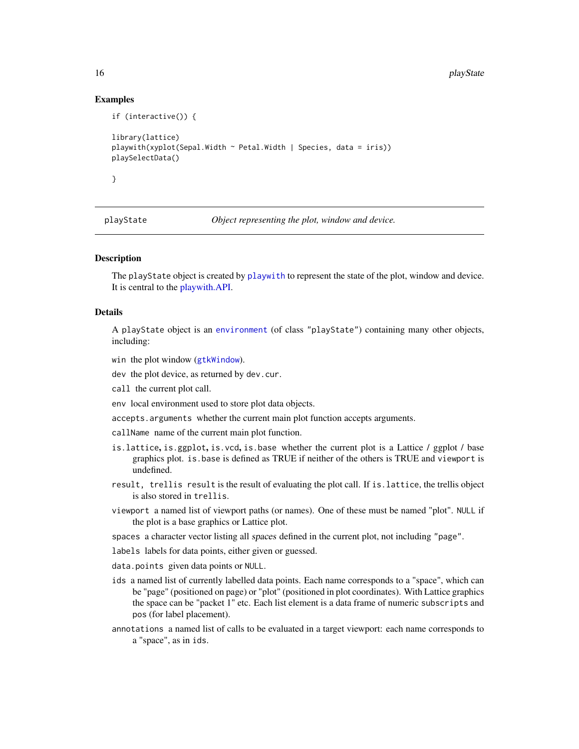## Examples

```
if (interactive()) {

library(lattice)
playwith(xyplot(Sepal.Width ~ Petal.Width | Species, data = iris))
playSelectData()

}
```

---

# playState — *Object representing the plot, window and device.*

---

### Description

The `playState` object is created by `playwith` to represent the state of the plot, window and device. It is central to the playwith.API.

### Details

A `playState` object is an `environment` (of class `"playState"`) containing many other objects, including:

`win` the plot window (`gtkWindow`).

`dev` the plot device, as returned by `dev.cur`.

`call` the current plot call.

`env` local environment used to store plot data objects.

`accepts.arguments` whether the current main plot function accepts arguments.

`callName` name of the current main plot function.

`is.lattice`, `is.ggplot`, `is.vcd`, `is.base` whether the current plot is a Lattice / ggplot / base graphics plot. `is.base` is defined as TRUE if neither of the others is TRUE and `viewport` is undefined.

`result`, `trellis` `result` is the result of evaluating the plot call. If `is.lattice`, the trellis object is also stored in `trellis`.

`viewport` a named list of viewport paths (or names). One of these must be named "plot". `NULL` if the plot is a base graphics or Lattice plot.

`spaces` a character vector listing all *spaces* defined in the current plot, not including `"page"`.

`labels` labels for data points, either given or guessed.

`data.points` given data points or `NULL`.

`ids` a named list of currently labelled data points. Each name corresponds to a "space", which can be "page" (positioned on page) or "plot" (positioned in plot coordinates). With Lattice graphics the space can be "packet 1" etc. Each list element is a data frame of numeric `subscripts` and `pos` (for label placement).

`annotations` a named list of calls to be evaluated in a target viewport: each name corresponds to a "space", as in `ids`.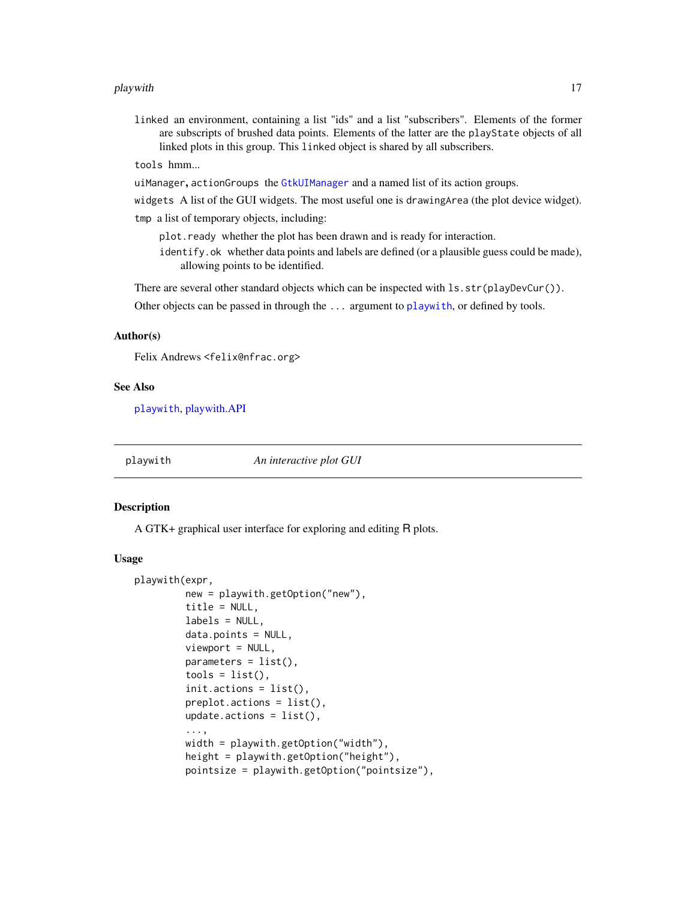`linked` an environment, containing a list "ids" and a list "subscribers". Elements of the former are subscripts of brushed data points. Elements of the latter are the `playState` objects of all linked plots in this group. This `linked` object is shared by all subscribers.

`tools` hmm...

`uiManager`, `actionGroups` the `GtkUIManager` and a named list of its action groups.

`widgets` A list of the GUI widgets. The most useful one is `drawingArea` (the plot device widget).

`tmp` a list of temporary objects, including:

- `plot.ready` whether the plot has been drawn and is ready for interaction.
- `identify.ok` whether data points and labels are defined (or a plausible guess could be made), allowing points to be identified.

There are several other standard objects which can be inspected with `ls.str(playDevCur())`.

Other objects can be passed in through the `...` argument to `playwith`, or defined by tools.

## Author(s)

Felix Andrews <felix@nfrac.org>

## See Also

`playwith`, playwith.API

---

`playwith` *An interactive plot GUI*

---

## Description

A GTK+ graphical user interface for exploring and editing R plots.

## Usage

```
playwith(expr,
         new = playwith.getOption("new"),
         title = NULL,
         labels = NULL,
         data.points = NULL,
         viewport = NULL,
         parameters = list(),
         tools = list(),
         init.actions = list(),
         preplot.actions = list(),
         update.actions = list(),
         ...,
         width = playwith.getOption("width"),
         height = playwith.getOption("height"),
         pointsize = playwith.getOption("pointsize"),
```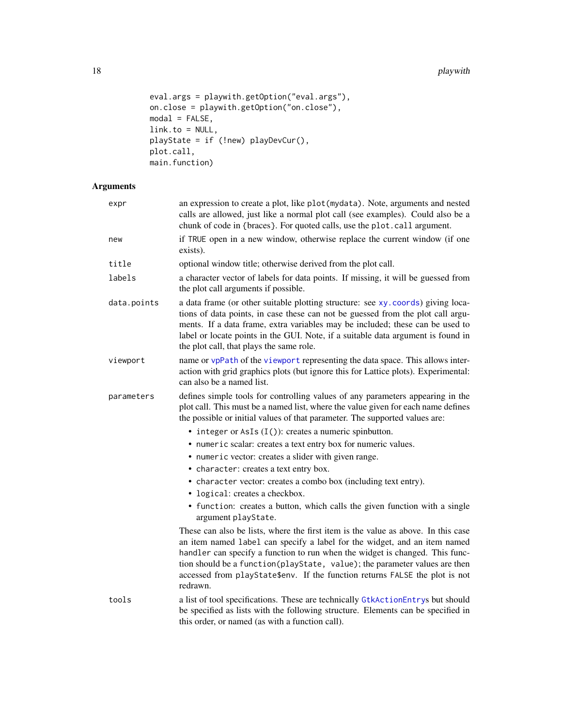```
eval.args = playwith.getOption("eval.args"),
on.close = playwith.getOption("on.close"),
modal = FALSE,
link.to = NULL,
playState = if (!new) playDevCur(),
plot.call,
main.function)
```

## Arguments

`expr`
: an expression to create a plot, like `plot(mydata)`. Note, arguments and nested calls are allowed, just like a normal plot call (see examples). Could also be a chunk of code in {braces}. For quoted calls, use the `plot.call` argument.

`new`
: if `TRUE` open in a new window, otherwise replace the current window (if one exists).

`title`
: optional window title; otherwise derived from the plot call.

`labels`
: a character vector of labels for data points. If missing, it will be guessed from the plot call arguments if possible.

`data.points`
: a data frame (or other suitable plotting structure: see `xy.coords`) giving locations of data points, in case these can not be guessed from the plot call arguments. If a data frame, extra variables may be included; these can be used to label or locate points in the GUI. Note, if a suitable data argument is found in the plot call, that plays the same role.

`viewport`
: name or `vpPath` of the `viewport` representing the data space. This allows interaction with grid graphics plots (but ignore this for Lattice plots). Experimental: can also be a named list.

`parameters`
: defines simple tools for controlling values of any parameters appearing in the plot call. This must be a named list, where the value given for each name defines the possible or initial values of that parameter. The supported values are:

  - `integer` or `AsIs` (`I()`): creates a numeric spinbutton.
  - `numeric` scalar: creates a text entry box for numeric values.
  - `numeric` vector: creates a slider with given range.
  - `character`: creates a text entry box.
  - `character` vector: creates a combo box (including text entry).
  - `logical`: creates a checkbox.
  - `function`: creates a button, which calls the given function with a single argument `playState`.

  These can also be lists, where the first item is the value as above. In this case an item named `label` can specify a label for the widget, and an item named `handler` can specify a function to run when the widget is changed. This function should be a `function(playState, value)`; the parameter values are then accessed from `playState$env`. If the function returns `FALSE` the plot is not redrawn.

`tools`
: a list of tool specifications. These are technically `GtkActionEntry`s but should be specified as lists with the following structure. Elements can be specified in this order, or named (as with a function call).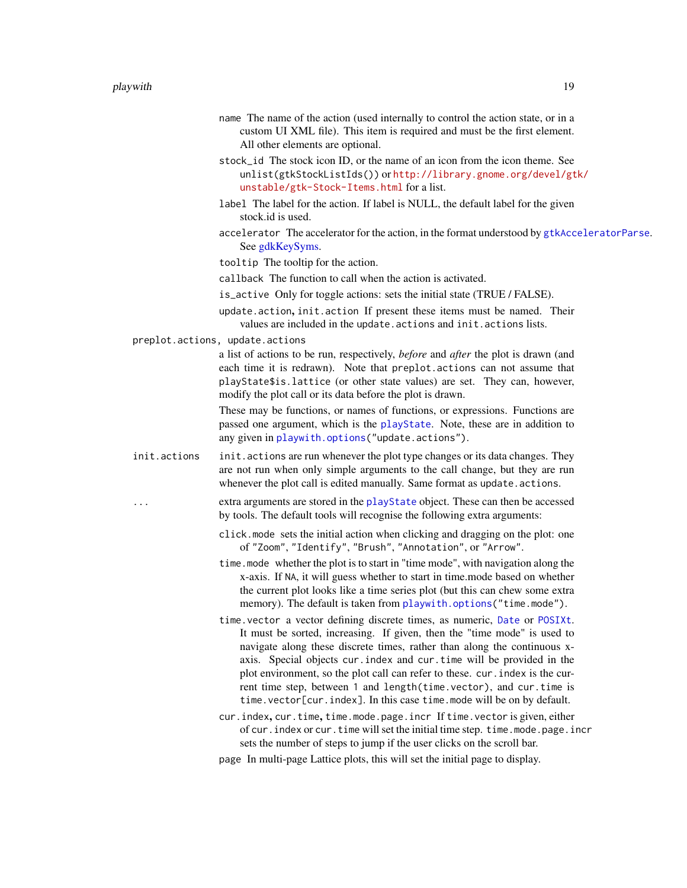- `name` The name of the action (used internally to control the action state, or in a custom UI XML file). This item is required and must be the first element. All other elements are optional.
- `stock_id` The stock icon ID, or the name of an icon from the icon theme. See `unlist(gtkStockListIds())` or `http://library.gnome.org/devel/gtk/unstable/gtk-Stock-Items.html` for a list.
- `label` The label for the action. If label is NULL, the default label for the given stock.id is used.
- `accelerator` The accelerator for the action, in the format understood by `gtkAcceleratorParse`. See gdkKeySyms.
- `tooltip` The tooltip for the action.
- `callback` The function to call when the action is activated.
- `is_active` Only for toggle actions: sets the initial state (TRUE / FALSE).
- `update.action`, `init.action` If present these items must be named. Their values are included in the `update.actions` and `init.actions` lists.

`preplot.actions, update.actions`
: a list of actions to be run, respectively, *before* and *after* the plot is drawn (and each time it is redrawn). Note that `preplot.actions` can not assume that `playState$is.lattice` (or other state values) are set. They can, however, modify the plot call or its data before the plot is drawn.

  These may be functions, or names of functions, or expressions. Functions are passed one argument, which is the `playState`. Note, these are in addition to any given in `playwith.options("update.actions")`.

`init.actions`
: `init.actions` are run whenever the plot type changes or its data changes. They are not run when only simple arguments to the call change, but they are run whenever the plot call is edited manually. Same format as `update.actions`.

`...`
: extra arguments are stored in the `playState` object. These can then be accessed by tools. The default tools will recognise the following extra arguments:

- `click.mode` sets the initial action when clicking and dragging on the plot: one of `"Zoom"`, `"Identify"`, `"Brush"`, `"Annotation"`, or `"Arrow"`.
- `time.mode` whether the plot is to start in "time mode", with navigation along the x-axis. If `NA`, it will guess whether to start in time.mode based on whether the current plot looks like a time series plot (but this can chew some extra memory). The default is taken from `playwith.options("time.mode")`.
- `time.vector` a vector defining discrete times, as numeric, `Date` or `POSIXt`. It must be sorted, increasing. If given, then the "time mode" is used to navigate along these discrete times, rather than along the continuous x-axis. Special objects `cur.index` and `cur.time` will be provided in the plot environment, so the plot call can refer to these. `cur.index` is the current time step, between `1` and `length(time.vector)`, and `cur.time` is `time.vector[cur.index]`. In this case `time.mode` will be on by default.
- `cur.index`, `cur.time`, `time.mode.page.incr` If `time.vector` is given, either of `cur.index` or `cur.time` will set the initial time step. `time.mode.page.incr` sets the number of steps to jump if the user clicks on the scroll bar.
- `page` In multi-page Lattice plots, this will set the initial page to display.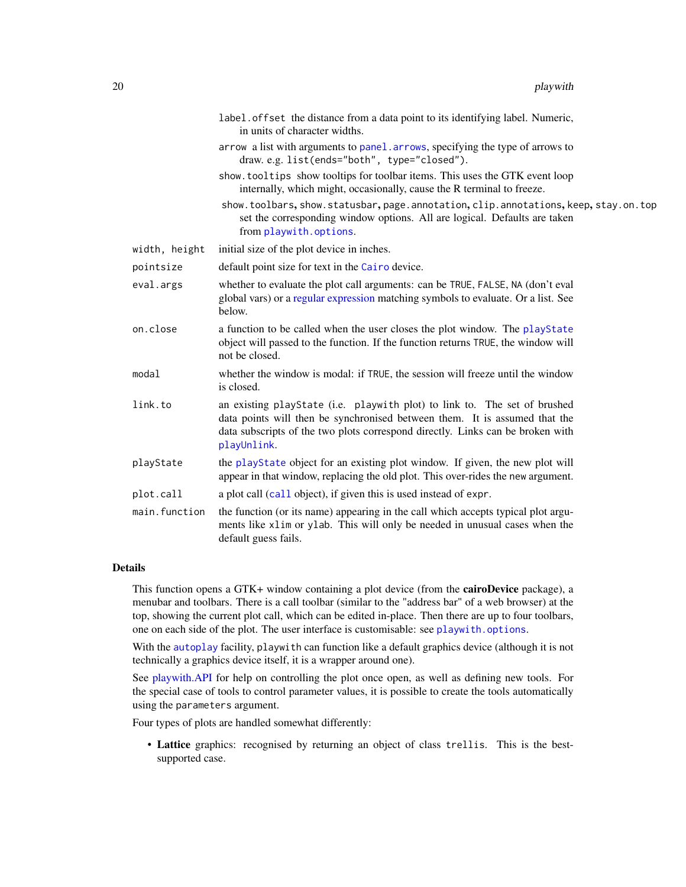`label.offset` the distance from a data point to its identifying label. Numeric, in units of character widths.

`arrow` a list with arguments to `panel.arrows`, specifying the type of arrows to draw. e.g. `list(ends="both", type="closed")`.

`show.tooltips` show tooltips for toolbar items. This uses the GTK event loop internally, which might, occasionally, cause the R terminal to freeze.

`show.toolbars`, `show.statusbar`, `page.annotation`, `clip.annotations`, `keep`, `stay.on.top` set the corresponding window options. All are logical. Defaults are taken from `playwith.options`.

| | |
|---|---|
| `width, height` | initial size of the plot device in inches. |
| `pointsize` | default point size for text in the `Cairo` device. |
| `eval.args` | whether to evaluate the plot call arguments: can be `TRUE`, `FALSE`, `NA` (don't eval global vars) or a regular expression matching symbols to evaluate. Or a list. See below. |
| `on.close` | a function to be called when the user closes the plot window. The `playState` object will passed to the function. If the function returns `TRUE`, the window will not be closed. |
| `modal` | whether the window is modal: if `TRUE`, the session will freeze until the window is closed. |
| `link.to` | an existing `playState` (i.e. `playwith` plot) to link to. The set of brushed data points will then be synchronised between them. It is assumed that the data subscripts of the two plots correspond directly. Links can be broken with `playUnlink`. |
| `playState` | the `playState` object for an existing plot window. If given, the new plot will appear in that window, replacing the old plot. This over-rides the `new` argument. |
| `plot.call` | a plot call (`call` object), if given this is used instead of `expr`. |
| `main.function` | the function (or its name) appearing in the call which accepts typical plot arguments like `xlim` or `ylab`. This will only be needed in unusual cases when the default guess fails. |

## Details

This function opens a GTK+ window containing a plot device (from the **cairoDevice** package), a menubar and toolbars. There is a call toolbar (similar to the "address bar" of a web browser) at the top, showing the current plot call, which can be edited in-place. Then there are up to four toolbars, one on each side of the plot. The user interface is customisable: see `playwith.options`.

With the `autoplay` facility, `playwith` can function like a default graphics device (although it is not technically a graphics device itself, it is a wrapper around one).

See playwith.API for help on controlling the plot once open, as well as defining new tools. For the special case of tools to control parameter values, it is possible to create the tools automatically using the `parameters` argument.

Four types of plots are handled somewhat differently:

- **Lattice** graphics: recognised by returning an object of class `trellis`. This is the best-supported case.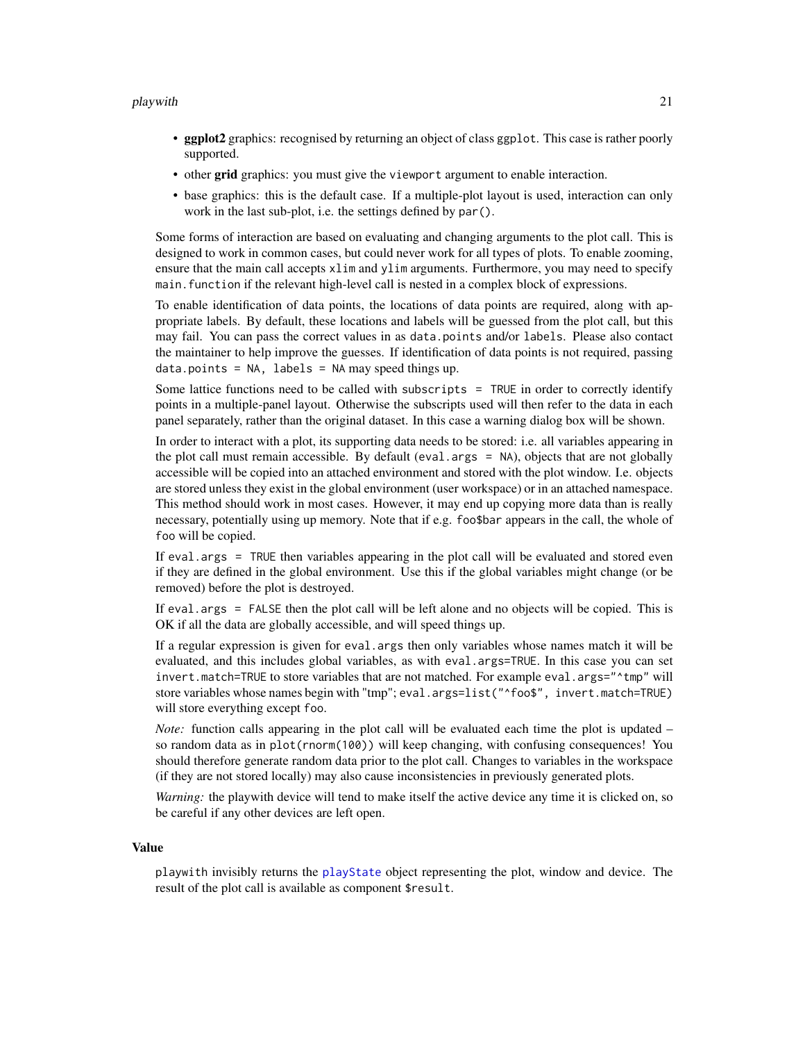- **ggplot2** graphics: recognised by returning an object of class `ggplot`. This case is rather poorly supported.
- other **grid** graphics: you must give the `viewport` argument to enable interaction.
- base graphics: this is the default case. If a multiple-plot layout is used, interaction can only work in the last sub-plot, i.e. the settings defined by `par()`.

Some forms of interaction are based on evaluating and changing arguments to the plot call. This is designed to work in common cases, but could never work for all types of plots. To enable zooming, ensure that the main call accepts `xlim` and `ylim` arguments. Furthermore, you may need to specify `main.function` if the relevant high-level call is nested in a complex block of expressions.

To enable identification of data points, the locations of data points are required, along with appropriate labels. By default, these locations and labels will be guessed from the plot call, but this may fail. You can pass the correct values in as `data.points` and/or `labels`. Please also contact the maintainer to help improve the guesses. If identification of data points is not required, passing `data.points = NA, labels = NA` may speed things up.

Some lattice functions need to be called with `subscripts = TRUE` in order to correctly identify points in a multiple-panel layout. Otherwise the subscripts used will then refer to the data in each panel separately, rather than the original dataset. In this case a warning dialog box will be shown.

In order to interact with a plot, its supporting data needs to be stored: i.e. all variables appearing in the plot call must remain accessible. By default (`eval.args = NA`), objects that are not globally accessible will be copied into an attached environment and stored with the plot window. I.e. objects are stored unless they exist in the global environment (user workspace) or in an attached namespace. This method should work in most cases. However, it may end up copying more data than is really necessary, potentially using up memory. Note that if e.g. `foo$bar` appears in the call, the whole of `foo` will be copied.

If `eval.args = TRUE` then variables appearing in the plot call will be evaluated and stored even if they are defined in the global environment. Use this if the global variables might change (or be removed) before the plot is destroyed.

If `eval.args = FALSE` then the plot call will be left alone and no objects will be copied. This is OK if all the data are globally accessible, and will speed things up.

If a regular expression is given for `eval.args` then only variables whose names match it will be evaluated, and this includes global variables, as with `eval.args=TRUE`. In this case you can set `invert.match=TRUE` to store variables that are not matched. For example `eval.args="^tmp"` will store variables whose names begin with "tmp"; `eval.args=list("^foo$", invert.match=TRUE)` will store everything except `foo`.

*Note:* function calls appearing in the plot call will be evaluated each time the plot is updated – so random data as in `plot(rnorm(100))` will keep changing, with confusing consequences! You should therefore generate random data prior to the plot call. Changes to variables in the workspace (if they are not stored locally) may also cause inconsistencies in previously generated plots.

*Warning:* the playwith device will tend to make itself the active device any time it is clicked on, so be careful if any other devices are left open.

## Value

`playwith` invisibly returns the `playState` object representing the plot, window and device. The result of the plot call is available as component `$result`.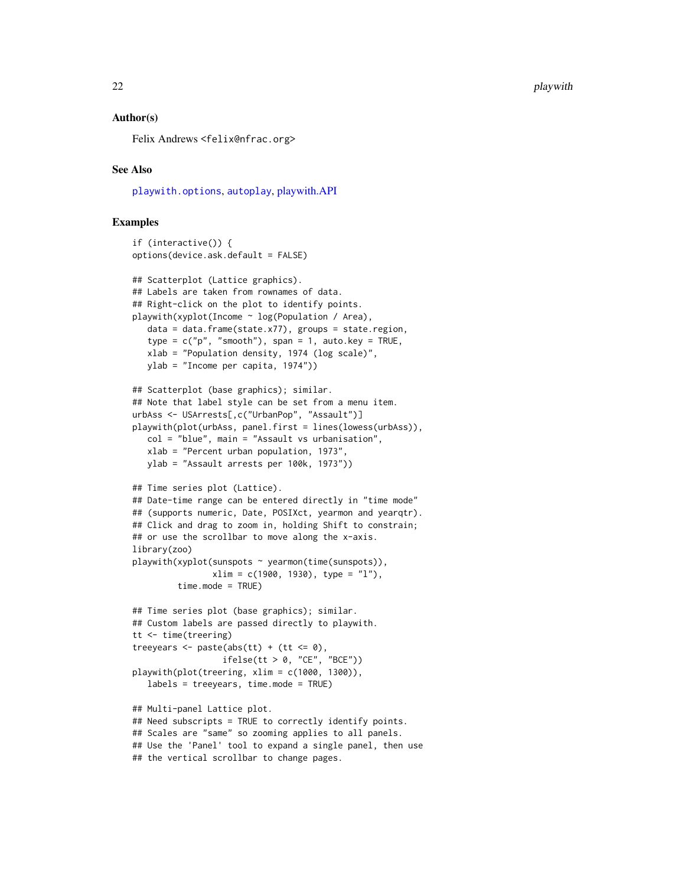## Author(s)

Felix Andrews <felix@nfrac.org>

## See Also

playwith.options, autoplay, playwith.API

## Examples

```
if (interactive()) {
options(device.ask.default = FALSE)

## Scatterplot (Lattice graphics).
## Labels are taken from rownames of data.
## Right-click on the plot to identify points.
playwith(xyplot(Income ~ log(Population / Area),
   data = data.frame(state.x77), groups = state.region,
   type = c("p", "smooth"), span = 1, auto.key = TRUE,
   xlab = "Population density, 1974 (log scale)",
   ylab = "Income per capita, 1974"))

## Scatterplot (base graphics); similar.
## Note that label style can be set from a menu item.
urbAss <- USArrests[,c("UrbanPop", "Assault")]
playwith(plot(urbAss, panel.first = lines(lowess(urbAss)),
   col = "blue", main = "Assault vs urbanisation",
   xlab = "Percent urban population, 1973",
   ylab = "Assault arrests per 100k, 1973"))

## Time series plot (Lattice).
## Date-time range can be entered directly in "time mode"
## (supports numeric, Date, POSIXct, yearmon and yearqtr).
## Click and drag to zoom in, holding Shift to constrain;
## or use the scrollbar to move along the x-axis.
library(zoo)
playwith(xyplot(sunspots ~ yearmon(time(sunspots)),
                xlim = c(1900, 1930), type = "l"),
         time.mode = TRUE)

## Time series plot (base graphics); similar.
## Custom labels are passed directly to playwith.
tt <- time(treering)
treeyears <- paste(abs(tt) + (tt <= 0),
                   ifelse(tt > 0, "CE", "BCE"))
playwith(plot(treering, xlim = c(1000, 1300)),
   labels = treeyears, time.mode = TRUE)

## Multi-panel Lattice plot.
## Need subscripts = TRUE to correctly identify points.
## Scales are "same" so zooming applies to all panels.
## Use the 'Panel' tool to expand a single panel, then use
## the vertical scrollbar to change pages.
```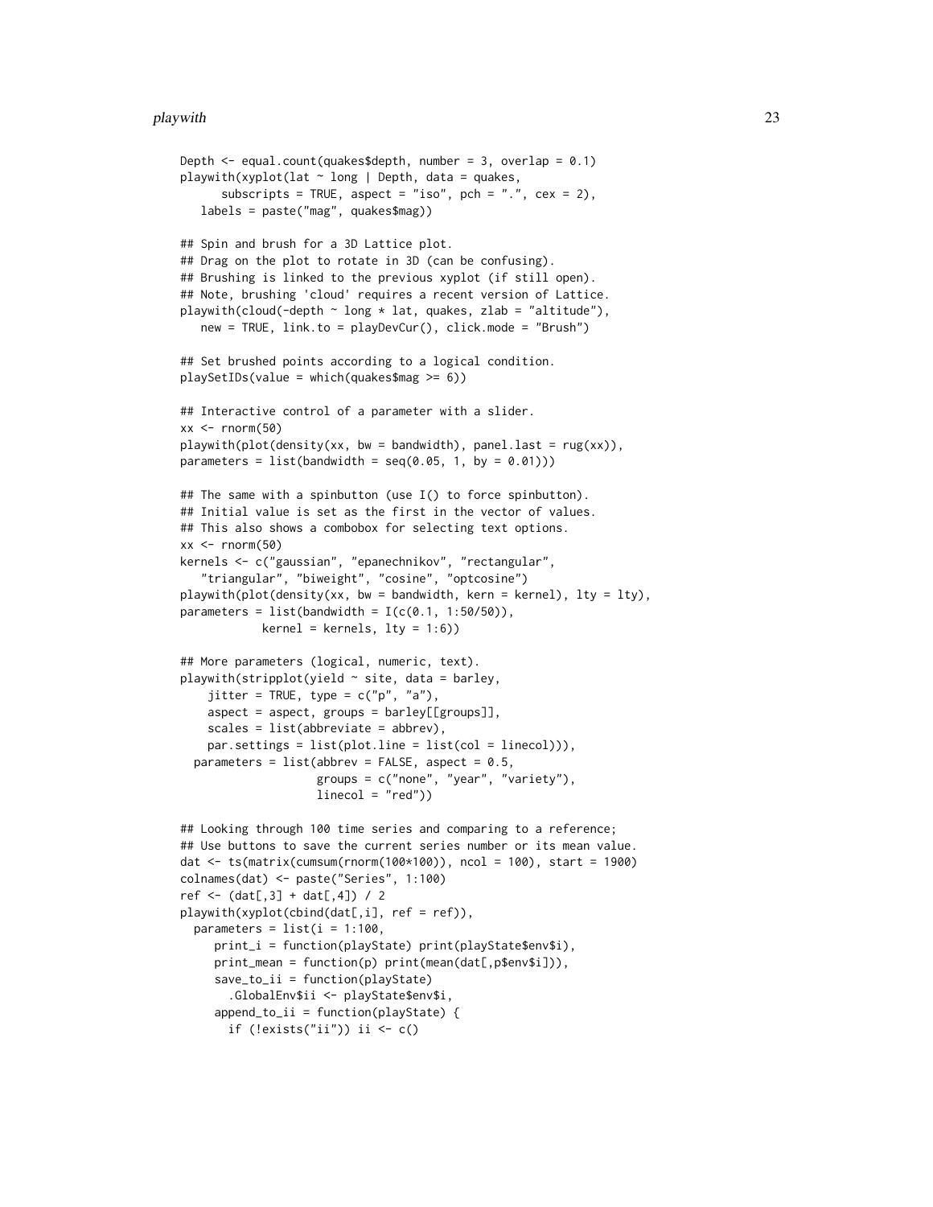```
Depth <- equal.count(quakes$depth, number = 3, overlap = 0.1)
playwith(xyplot(lat ~ long | Depth, data = quakes,
      subscripts = TRUE, aspect = "iso", pch = ".", cex = 2),
   labels = paste("mag", quakes$mag))

## Spin and brush for a 3D Lattice plot.
## Drag on the plot to rotate in 3D (can be confusing).
## Brushing is linked to the previous xyplot (if still open).
## Note, brushing 'cloud' requires a recent version of Lattice.
playwith(cloud(-depth ~ long * lat, quakes, zlab = "altitude"),
   new = TRUE, link.to = playDevCur(), click.mode = "Brush")

## Set brushed points according to a logical condition.
playSetIDs(value = which(quakes$mag >= 6))

## Interactive control of a parameter with a slider.
xx <- rnorm(50)
playwith(plot(density(xx, bw = bandwidth), panel.last = rug(xx)),
parameters = list(bandwidth = seq(0.05, 1, by = 0.01)))

## The same with a spinbutton (use I() to force spinbutton).
## Initial value is set as the first in the vector of values.
## This also shows a combobox for selecting text options.
xx <- rnorm(50)
kernels <- c("gaussian", "epanechnikov", "rectangular",
   "triangular", "biweight", "cosine", "optcosine")
playwith(plot(density(xx, bw = bandwidth, kern = kernel), lty = lty),
parameters = list(bandwidth = I(c(0.1, 1:50/50)),
           kernel = kernels, lty = 1:6))

## More parameters (logical, numeric, text).
playwith(stripplot(yield ~ site, data = barley,
    jitter = TRUE, type = c("p", "a"),
    aspect = aspect, groups = barley[[groups]],
    scales = list(abbreviate = abbrev),
    par.settings = list(plot.line = list(col = linecol))),
  parameters = list(abbrev = FALSE, aspect = 0.5,
                   groups = c("none", "year", "variety"),
                   linecol = "red"))

## Looking through 100 time series and comparing to a reference;
## Use buttons to save the current series number or its mean value.
dat <- ts(matrix(cumsum(rnorm(100*100)), ncol = 100), start = 1900)
colnames(dat) <- paste("Series", 1:100)
ref <- (dat[,3] + dat[,4]) / 2
playwith(xyplot(cbind(dat[,i], ref = ref)),
  parameters = list(i = 1:100,
     print_i = function(playState) print(playState$env$i),
     print_mean = function(p) print(mean(dat[,p$env$i])),
     save_to_ii = function(playState)
       .GlobalEnv$ii <- playState$env$i,
     append_to_ii = function(playState) {
       if (!exists("ii")) ii <- c()
```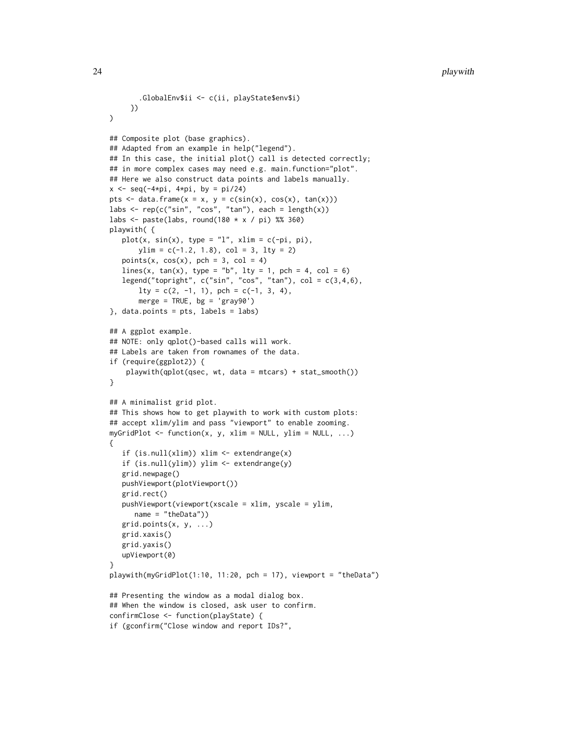```
        .GlobalEnv$ii <- c(ii, playState$env$i)
      })
)

## Composite plot (base graphics).
## Adapted from an example in help("legend").
## In this case, the initial plot() call is detected correctly;
## in more complex cases may need e.g. main.function="plot".
## Here we also construct data points and labels manually.
x <- seq(-4*pi, 4*pi, by = pi/24)
pts <- data.frame(x = x, y = c(sin(x), cos(x), tan(x)))
labs <- rep(c("sin", "cos", "tan"), each = length(x))
labs <- paste(labs, round(180 * x / pi) %% 360)
playwith( {
   plot(x, sin(x), type = "l", xlim = c(-pi, pi),
       ylim = c(-1.2, 1.8), col = 3, lty = 2)
   points(x, cos(x), pch = 3, col = 4)
   lines(x, tan(x), type = "b", lty = 1, pch = 4, col = 6)
   legend("topright", c("sin", "cos", "tan"), col = c(3,4,6),
       lty = c(2, -1, 1), pch = c(-1, 3, 4),
       merge = TRUE, bg = 'gray90')
}, data.points = pts, labels = labs)

## A ggplot example.
## NOTE: only qplot()-based calls will work.
## Labels are taken from rownames of the data.
if (require(ggplot2)) {
    playwith(qplot(qsec, wt, data = mtcars) + stat_smooth())
}

## A minimalist grid plot.
## This shows how to get playwith to work with custom plots:
## accept xlim/ylim and pass "viewport" to enable zooming.
myGridPlot <- function(x, y, xlim = NULL, ylim = NULL, ...)
{
   if (is.null(xlim)) xlim <- extendrange(x)
   if (is.null(ylim)) ylim <- extendrange(y)
   grid.newpage()
   pushViewport(plotViewport())
   grid.rect()
   pushViewport(viewport(xscale = xlim, yscale = ylim,
      name = "theData"))
   grid.points(x, y, ...)
   grid.xaxis()
   grid.yaxis()
   upViewport(0)
}
playwith(myGridPlot(1:10, 11:20, pch = 17), viewport = "theData")

## Presenting the window as a modal dialog box.
## When the window is closed, ask user to confirm.
confirmClose <- function(playState) {
if (gconfirm("Close window and report IDs?",
```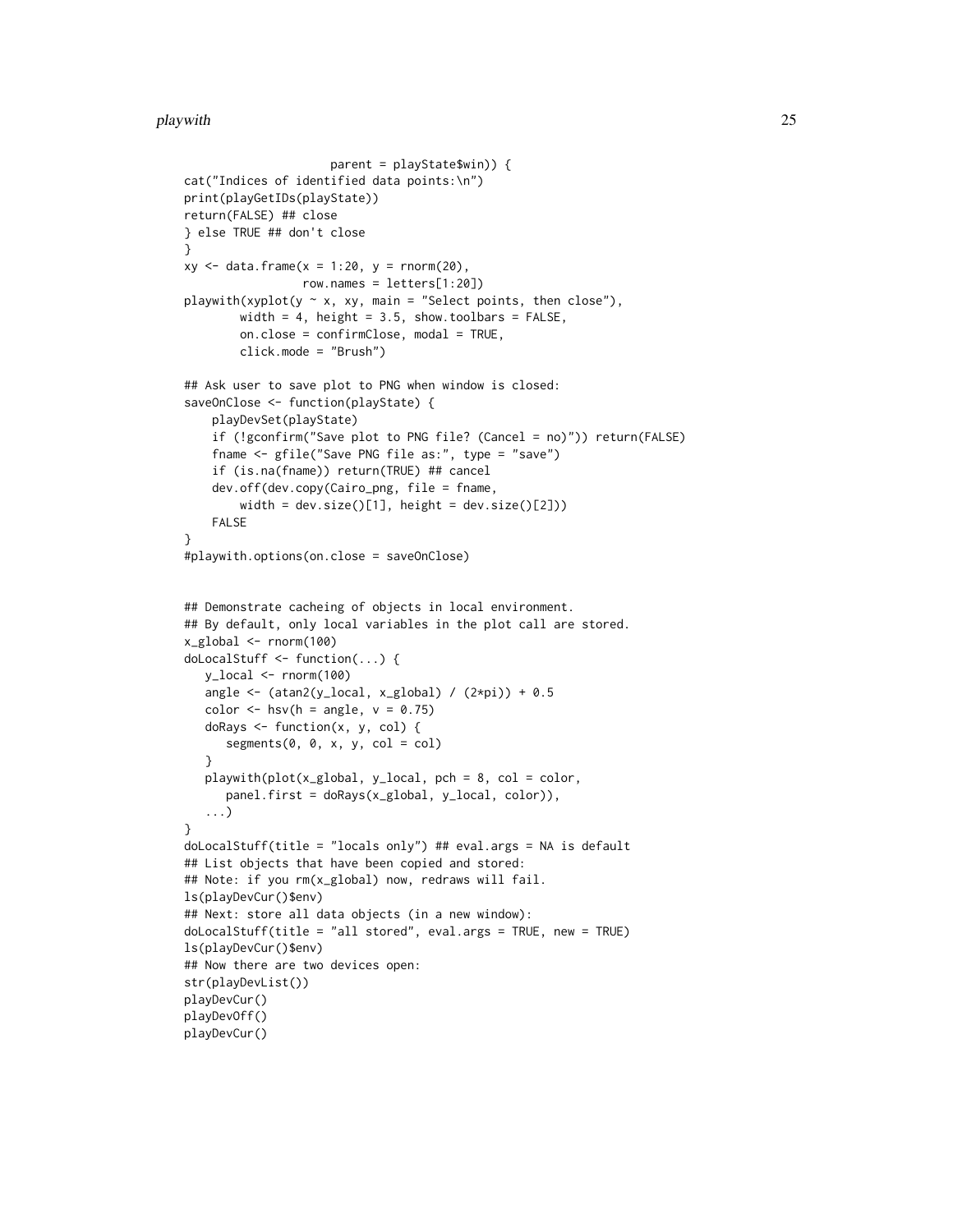```
                      parent = playState$win)) {
cat("Indices of identified data points:\n")
print(playGetIDs(playState))
return(FALSE) ## close
} else TRUE ## don't close
}
xy <- data.frame(x = 1:20, y = rnorm(20),
                 row.names = letters[1:20])
playwith(xyplot(y ~ x, xy, main = "Select points, then close"),
        width = 4, height = 3.5, show.toolbars = FALSE,
        on.close = confirmClose, modal = TRUE,
        click.mode = "Brush")

## Ask user to save plot to PNG when window is closed:
saveOnClose <- function(playState) {
    playDevSet(playState)
    if (!gconfirm("Save plot to PNG file? (Cancel = no)")) return(FALSE)
    fname <- gfile("Save PNG file as:", type = "save")
    if (is.na(fname)) return(TRUE) ## cancel
    dev.off(dev.copy(Cairo_png, file = fname,
        width = dev.size()[1], height = dev.size()[2]))
    FALSE
}
#playwith.options(on.close = saveOnClose)


## Demonstrate cacheing of objects in local environment.
## By default, only local variables in the plot call are stored.
x_global <- rnorm(100)
doLocalStuff <- function(...) {
   y_local <- rnorm(100)
   angle <- (atan2(y_local, x_global) / (2*pi)) + 0.5
   color <- hsv(h = angle, v = 0.75)
   doRays <- function(x, y, col) {
      segments(0, 0, x, y, col = col)
   }
   playwith(plot(x_global, y_local, pch = 8, col = color,
      panel.first = doRays(x_global, y_local, color)),
   ...)
}
doLocalStuff(title = "locals only") ## eval.args = NA is default
## List objects that have been copied and stored:
## Note: if you rm(x_global) now, redraws will fail.
ls(playDevCur()$env)
## Next: store all data objects (in a new window):
doLocalStuff(title = "all stored", eval.args = TRUE, new = TRUE)
ls(playDevCur()$env)
## Now there are two devices open:
str(playDevList())
playDevCur()
playDevOff()
playDevCur()
```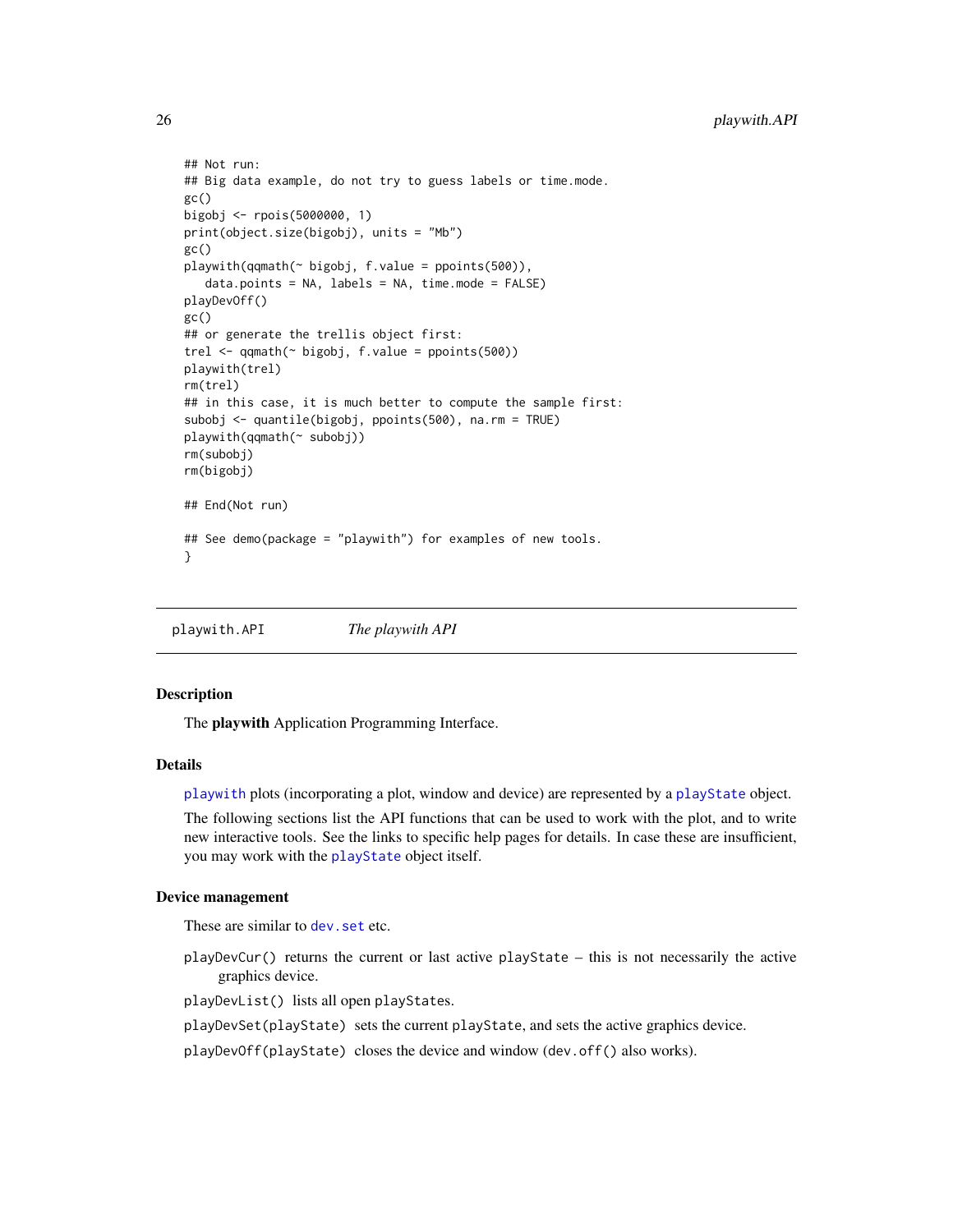```
## Not run:
## Big data example, do not try to guess labels or time.mode.
gc()
bigobj <- rpois(5000000, 1)
print(object.size(bigobj), units = "Mb")
gc()
playwith(qqmath(~ bigobj, f.value = ppoints(500)),
   data.points = NA, labels = NA, time.mode = FALSE)
playDevOff()
gc()
## or generate the trellis object first:
trel <- qqmath(~ bigobj, f.value = ppoints(500))
playwith(trel)
rm(trel)
## in this case, it is much better to compute the sample first:
subobj <- quantile(bigobj, ppoints(500), na.rm = TRUE)
playwith(qqmath(~ subobj))
rm(subobj)
rm(bigobj)

## End(Not run)

## See demo(package = "playwith") for examples of new tools.
}
```

---

playwith.API        *The playwith API*

---

## Description

The **playwith** Application Programming Interface.

## Details

playwith plots (incorporating a plot, window and device) are represented by a playState object.

The following sections list the API functions that can be used to work with the plot, and to write new interactive tools. See the links to specific help pages for details. In case these are insufficient, you may work with the playState object itself.

## Device management

These are similar to dev.set etc.

`playDevCur()` returns the current or last active `playState` – this is not necessarily the active graphics device.

`playDevList()` lists all open `playState`s.

`playDevSet(playState)` sets the current `playState`, and sets the active graphics device.

`playDevOff(playState)` closes the device and window (`dev.off()` also works).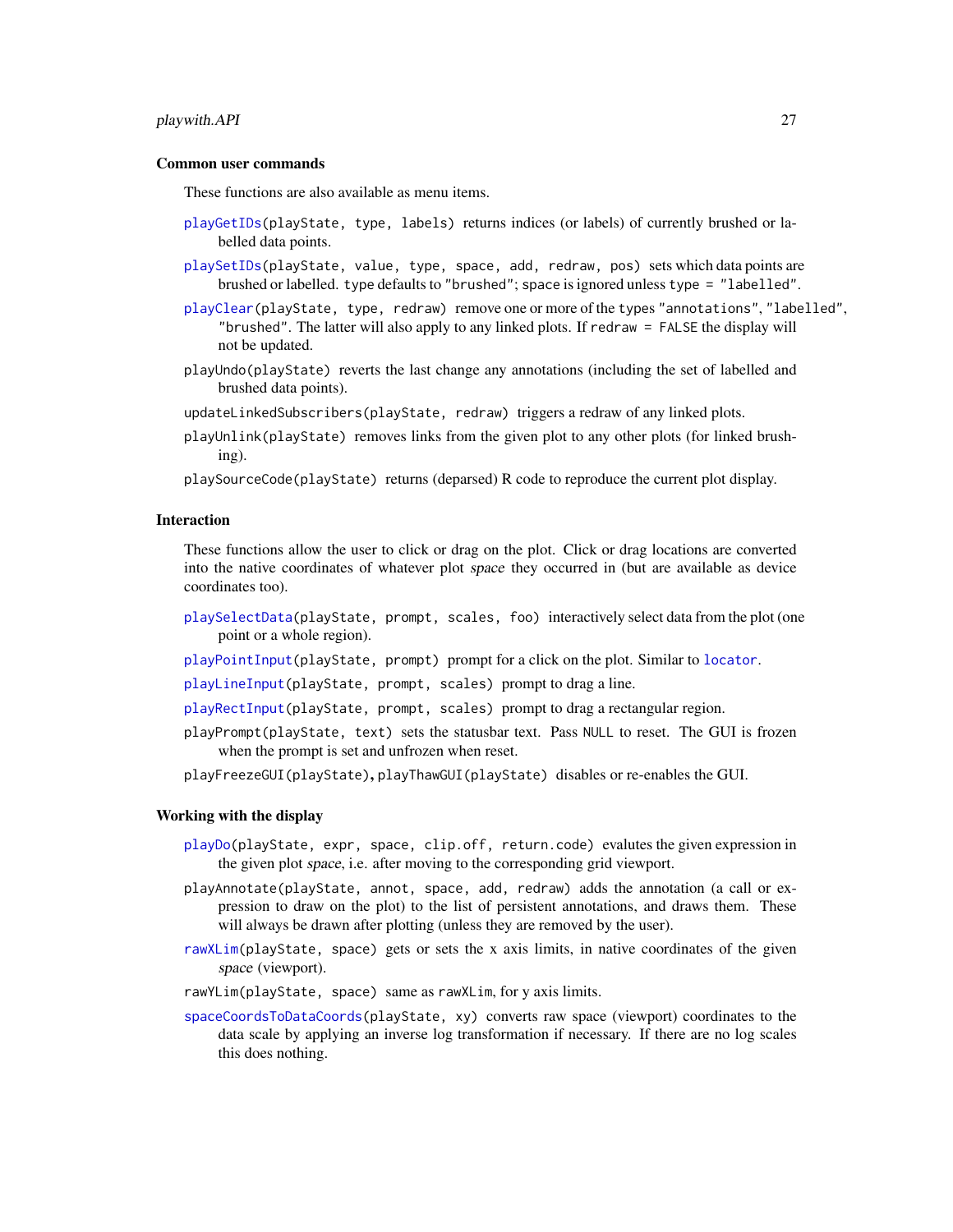### Common user commands

These functions are also available as menu items.

`playGetIDs(playState, type, labels)` returns indices (or labels) of currently brushed or labelled data points.

`playSetIDs(playState, value, type, space, add, redraw, pos)` sets which data points are brushed or labelled. `type` defaults to `"brushed"`; `space` is ignored unless `type = "labelled"`.

`playClear(playState, type, redraw)` remove one or more of the types `"annotations"`, `"labelled"`, `"brushed"`. The latter will also apply to any linked plots. If `redraw = FALSE` the display will not be updated.

`playUndo(playState)` reverts the last change any annotations (including the set of labelled and brushed data points).

`updateLinkedSubscribers(playState, redraw)` triggers a redraw of any linked plots.

`playUnlink(playState)` removes links from the given plot to any other plots (for linked brushing).

`playSourceCode(playState)` returns (deparsed) R code to reproduce the current plot display.

### Interaction

These functions allow the user to click or drag on the plot. Click or drag locations are converted into the native coordinates of whatever plot *space* they occurred in (but are available as device coordinates too).

`playSelectData(playState, prompt, scales, foo)` interactively select data from the plot (one point or a whole region).

`playPointInput(playState, prompt)` prompt for a click on the plot. Similar to `locator`.

`playLineInput(playState, prompt, scales)` prompt to drag a line.

`playRectInput(playState, prompt, scales)` prompt to drag a rectangular region.

`playPrompt(playState, text)` sets the statusbar text. Pass `NULL` to reset. The GUI is frozen when the prompt is set and unfrozen when reset.

`playFreezeGUI(playState)`, `playThawGUI(playState)` disables or re-enables the GUI.

### Working with the display

`playDo(playState, expr, space, clip.off, return.code)` evalutes the given expression in the given plot *space*, i.e. after moving to the corresponding grid viewport.

`playAnnotate(playState, annot, space, add, redraw)` adds the annotation (a call or expression to draw on the plot) to the list of persistent annotations, and draws them. These will always be drawn after plotting (unless they are removed by the user).

`rawXLim(playState, space)` gets or sets the x axis limits, in native coordinates of the given *space* (viewport).

`rawYLim(playState, space)` same as `rawXLim`, for y axis limits.

`spaceCoordsToDataCoords(playState, xy)` converts raw space (viewport) coordinates to the data scale by applying an inverse log transformation if necessary. If there are no log scales this does nothing.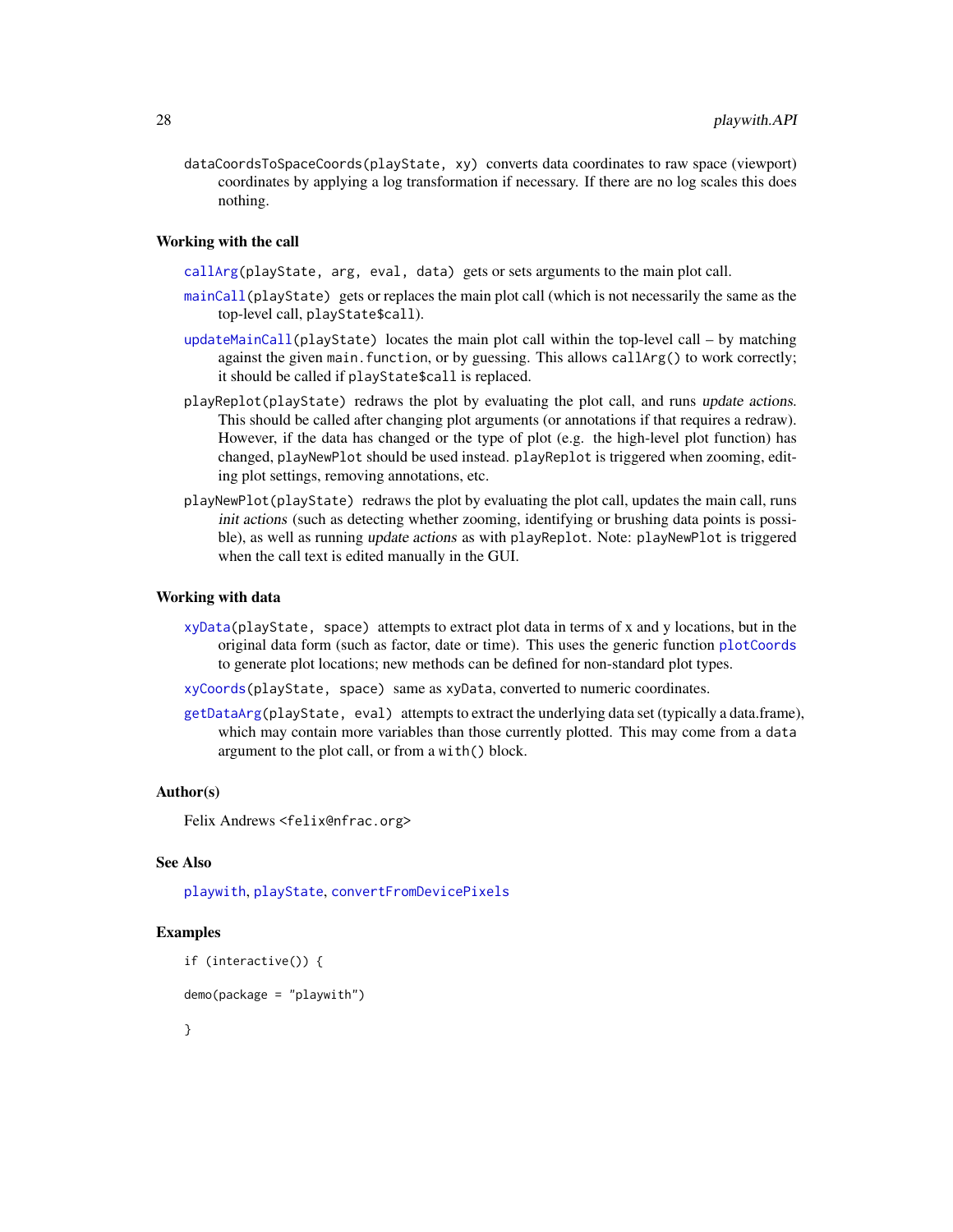`dataCoordsToSpaceCoords(playState, xy)` converts data coordinates to raw space (viewport) coordinates by applying a log transformation if necessary. If there are no log scales this does nothing.

### Working with the call

`callArg(playState, arg, eval, data)` gets or sets arguments to the main plot call.

`mainCall(playState)` gets or replaces the main plot call (which is not necessarily the same as the top-level call, `playState$call`).

`updateMainCall(playState)` locates the main plot call within the top-level call – by matching against the given `main.function`, or by guessing. This allows `callArg()` to work correctly; it should be called if `playState$call` is replaced.

`playReplot(playState)` redraws the plot by evaluating the plot call, and runs *update actions*. This should be called after changing plot arguments (or annotations if that requires a redraw). However, if the data has changed or the type of plot (e.g. the high-level plot function) has changed, `playNewPlot` should be used instead. `playReplot` is triggered when zooming, editing plot settings, removing annotations, etc.

`playNewPlot(playState)` redraws the plot by evaluating the plot call, updates the main call, runs *init actions* (such as detecting whether zooming, identifying or brushing data points is possible), as well as running *update actions* as with `playReplot`. Note: `playNewPlot` is triggered when the call text is edited manually in the GUI.

### Working with data

`xyData(playState, space)` attempts to extract plot data in terms of x and y locations, but in the original data form (such as factor, date or time). This uses the generic function `plotCoords` to generate plot locations; new methods can be defined for non-standard plot types.

`xyCoords(playState, space)` same as `xyData`, converted to numeric coordinates.

`getDataArg(playState, eval)` attempts to extract the underlying data set (typically a data.frame), which may contain more variables than those currently plotted. This may come from a `data` argument to the plot call, or from a `with()` block.

### Author(s)

Felix Andrews <felix@nfrac.org>

### See Also

`playwith`, `playState`, `convertFromDevicePixels`

### Examples

```
if (interactive()) {

demo(package = "playwith")

}
```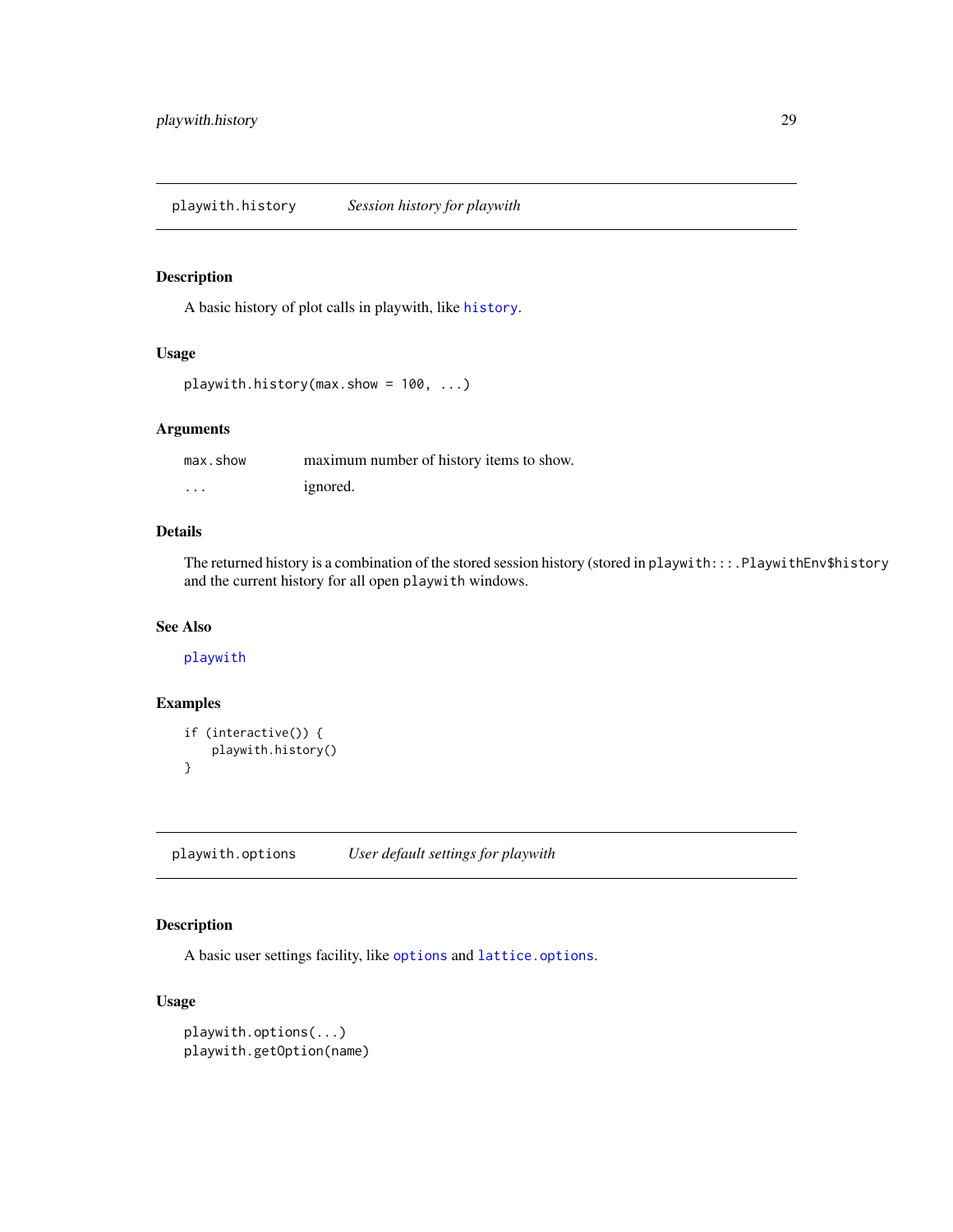## playwith.history — *Session history for playwith*

### Description

A basic history of plot calls in playwith, like `history`.

### Usage

```
playwith.history(max.show = 100, ...)
```

### Arguments

| | |
|---|---|
| `max.show` | maximum number of history items to show. |
| `...` | ignored. |

### Details

The returned history is a combination of the stored session history (stored in `playwith:::.PlaywithEnv$history` and the current history for all open `playwith` windows.

### See Also

`playwith`

### Examples

```
if (interactive()) {
    playwith.history()
}
```

## playwith.options — *User default settings for playwith*

### Description

A basic user settings facility, like `options` and `lattice.options`.

### Usage

```
playwith.options(...)
playwith.getOption(name)
```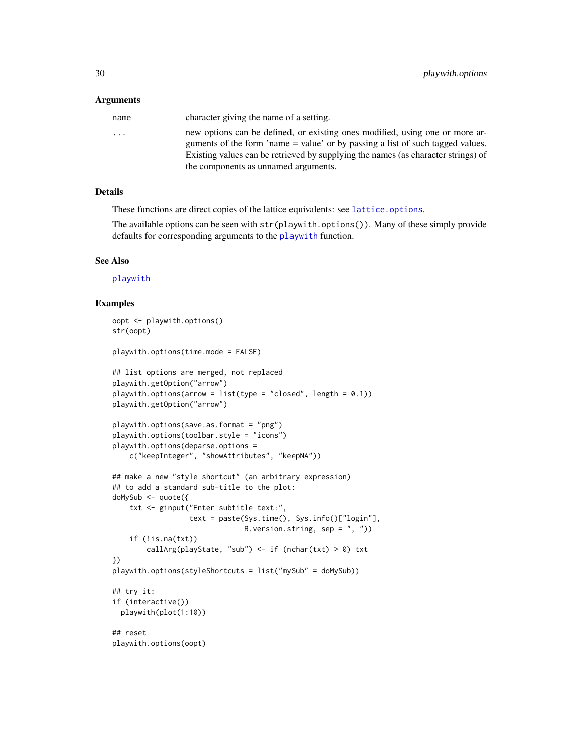## Arguments

| | |
|---|---|
| `name` | character giving the name of a setting. |
| `...` | new options can be defined, or existing ones modified, using one or more arguments of the form 'name = value' or by passing a list of such tagged values. Existing values can be retrieved by supplying the names (as character strings) of the components as unnamed arguments. |

## Details

These functions are direct copies of the lattice equivalents: see `lattice.options`.

The available options can be seen with `str(playwith.options())`. Many of these simply provide defaults for corresponding arguments to the `playwith` function.

## See Also

`playwith`

## Examples

```
oopt <- playwith.options()
str(oopt)

playwith.options(time.mode = FALSE)

## list options are merged, not replaced
playwith.getOption("arrow")
playwith.options(arrow = list(type = "closed", length = 0.1))
playwith.getOption("arrow")

playwith.options(save.as.format = "png")
playwith.options(toolbar.style = "icons")
playwith.options(deparse.options =
    c("keepInteger", "showAttributes", "keepNA"))

## make a new "style shortcut" (an arbitrary expression)
## to add a standard sub-title to the plot:
doMySub <- quote({
    txt <- ginput("Enter subtitle text:",
                  text = paste(Sys.time(), Sys.info()["login"],
                               R.version.string, sep = ", "))
    if (!is.na(txt))
        callArg(playState, "sub") <- if (nchar(txt) > 0) txt
})
playwith.options(styleShortcuts = list("mySub" = doMySub))

## try it:
if (interactive())
  playwith(plot(1:10))

## reset
playwith.options(oopt)
```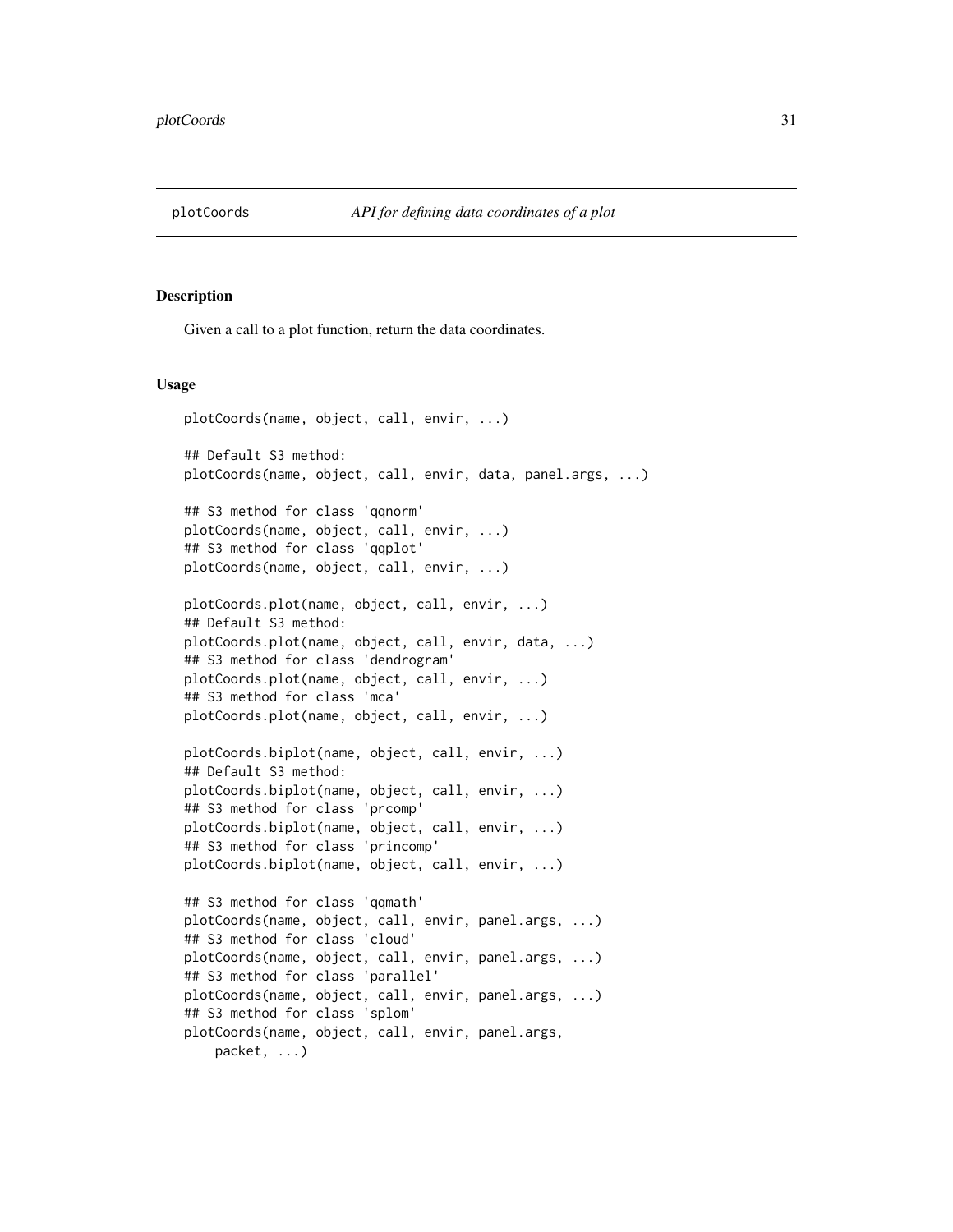# plotCoords *API for defining data coordinates of a plot*

## Description

Given a call to a plot function, return the data coordinates.

## Usage

```
plotCoords(name, object, call, envir, ...)

## Default S3 method:
plotCoords(name, object, call, envir, data, panel.args, ...)

## S3 method for class 'qqnorm'
plotCoords(name, object, call, envir, ...)
## S3 method for class 'qqplot'
plotCoords(name, object, call, envir, ...)

plotCoords.plot(name, object, call, envir, ...)
## Default S3 method:
plotCoords.plot(name, object, call, envir, data, ...)
## S3 method for class 'dendrogram'
plotCoords.plot(name, object, call, envir, ...)
## S3 method for class 'mca'
plotCoords.plot(name, object, call, envir, ...)

plotCoords.biplot(name, object, call, envir, ...)
## Default S3 method:
plotCoords.biplot(name, object, call, envir, ...)
## S3 method for class 'prcomp'
plotCoords.biplot(name, object, call, envir, ...)
## S3 method for class 'princomp'
plotCoords.biplot(name, object, call, envir, ...)

## S3 method for class 'qqmath'
plotCoords(name, object, call, envir, panel.args, ...)
## S3 method for class 'cloud'
plotCoords(name, object, call, envir, panel.args, ...)
## S3 method for class 'parallel'
plotCoords(name, object, call, envir, panel.args, ...)
## S3 method for class 'splom'
plotCoords(name, object, call, envir, panel.args,
    packet, ...)
```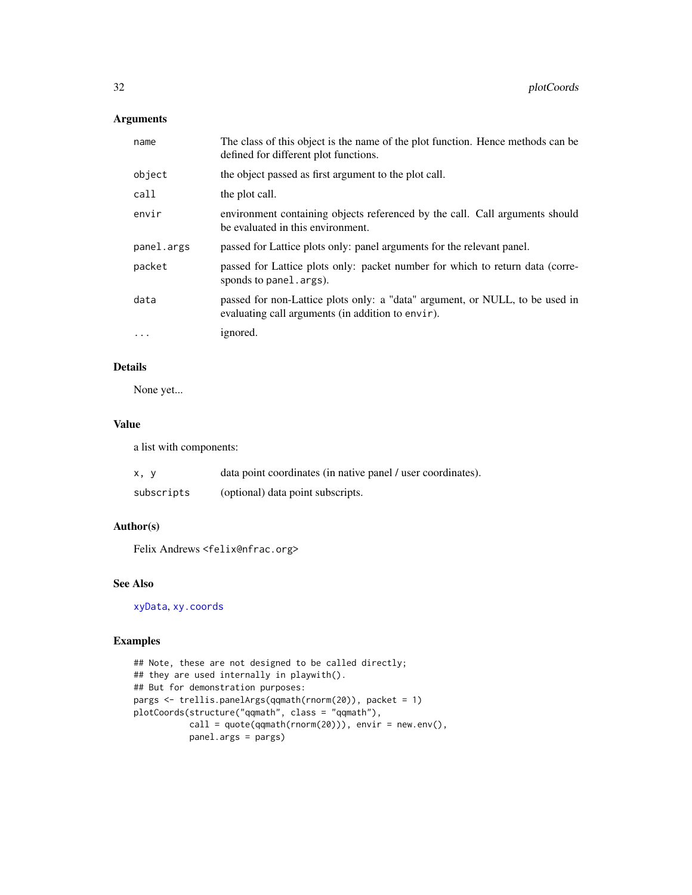## Arguments

| | |
|---|---|
| name | The class of this object is the name of the plot function. Hence methods can be defined for different plot functions. |
| object | the object passed as first argument to the plot call. |
| call | the plot call. |
| envir | environment containing objects referenced by the call. Call arguments should be evaluated in this environment. |
| panel.args | passed for Lattice plots only: panel arguments for the relevant panel. |
| packet | passed for Lattice plots only: packet number for which to return data (corresponds to `panel.args`). |
| data | passed for non-Lattice plots only: a "data" argument, or NULL, to be used in evaluating call arguments (in addition to `envir`). |
| ... | ignored. |

## Details

None yet...

## Value

a list with components:

| | |
|---|---|
| x, y | data point coordinates (in native panel / user coordinates). |
| subscripts | (optional) data point subscripts. |

## Author(s)

Felix Andrews <felix@nfrac.org>

## See Also

`xyData`, `xy.coords`

## Examples

```
## Note, these are not designed to be called directly;
## they are used internally in playwith().
## But for demonstration purposes:
pargs <- trellis.panelArgs(qqmath(rnorm(20)), packet = 1)
plotCoords(structure("qqmath", class = "qqmath"),
           call = quote(qqmath(rnorm(20))), envir = new.env(),
           panel.args = pargs)
```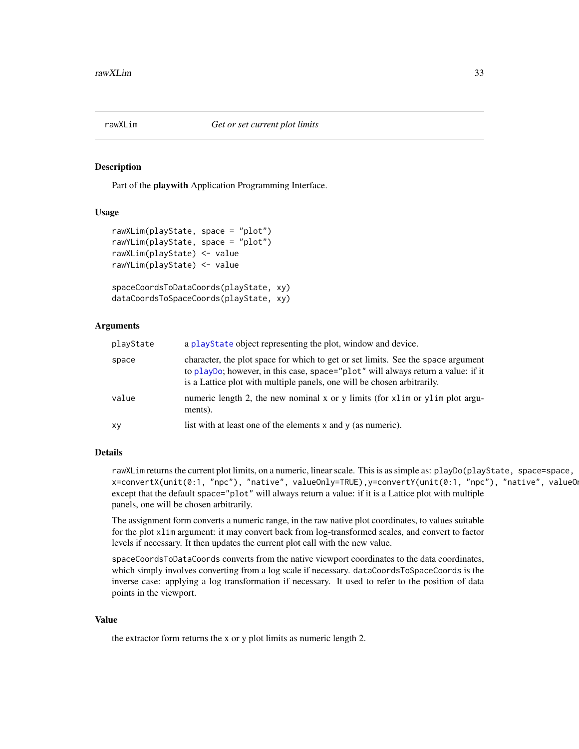rawXLim — *Get or set current plot limits*

## Description

Part of the **playwith** Application Programming Interface.

## Usage

```
rawXLim(playState, space = "plot")
rawYLim(playState, space = "plot")
rawXLim(playState) <- value
rawYLim(playState) <- value

spaceCoordsToDataCoords(playState, xy)
dataCoordsToSpaceCoords(playState, xy)
```

## Arguments

| | |
|---|---|
| playState | a playState object representing the plot, window and device. |
| space | character, the plot space for which to get or set limits. See the space argument to playDo; however, in this case, space="plot" will always return a value: if it is a Lattice plot with multiple panels, one will be chosen arbitrarily. |
| value | numeric length 2, the new nominal x or y limits (for xlim or ylim plot arguments). |
| xy | list with at least one of the elements x and y (as numeric). |

## Details

rawXLim returns the current plot limits, on a numeric, linear scale. This is as simple as: `playDo(playState, space=space, x=convertX(unit(0:1, "npc"), "native", valueOnly=TRUE),y=convertY(unit(0:1, "npc"), "native", valueOn` except that the default space="plot" will always return a value: if it is a Lattice plot with multiple panels, one will be chosen arbitrarily.

The assignment form converts a numeric range, in the raw native plot coordinates, to values suitable for the plot xlim argument: it may convert back from log-transformed scales, and convert to factor levels if necessary. It then updates the current plot call with the new value.

spaceCoordsToDataCoords converts from the native viewport coordinates to the data coordinates, which simply involves converting from a log scale if necessary. dataCoordsToSpaceCoords is the inverse case: applying a log transformation if necessary. It used to refer to the position of data points in the viewport.

## Value

the extractor form returns the x or y plot limits as numeric length 2.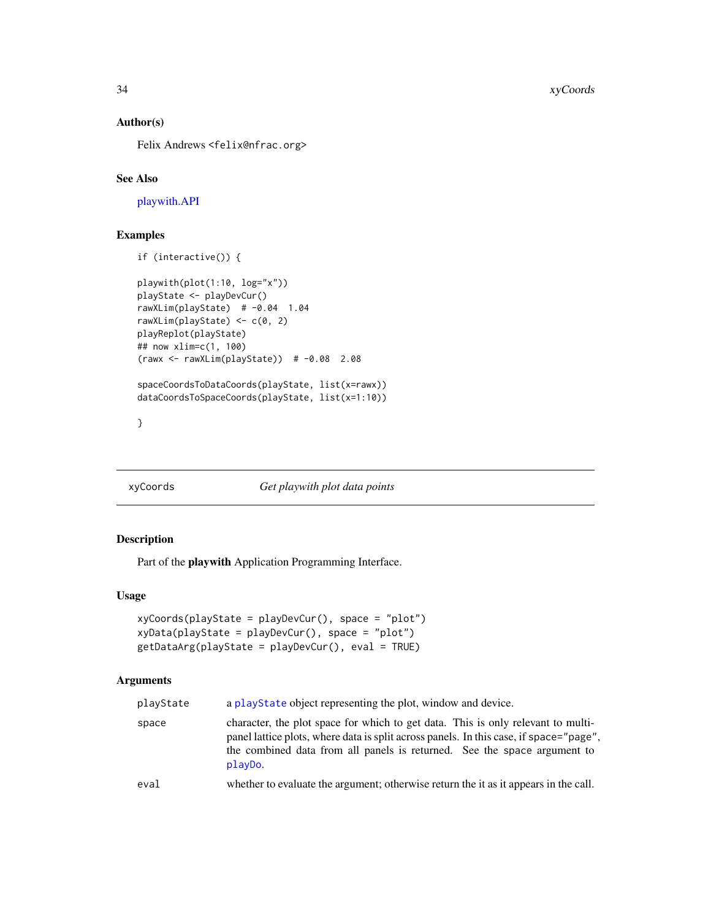## Author(s)

Felix Andrews <felix@nfrac.org>

## See Also

playwith.API

## Examples

```
if (interactive()) {

playwith(plot(1:10, log="x"))
playState <- playDevCur()
rawXLim(playState)  # -0.04  1.04
rawXLim(playState) <- c(0, 2)
playReplot(playState)
## now xlim=c(1, 100)
(rawx <- rawXLim(playState))  # -0.08  2.08

spaceCoordsToDataCoords(playState, list(x=rawx))
dataCoordsToSpaceCoords(playState, list(x=1:10))

}
```

---

# xyCoords — *Get playwith plot data points*

## Description

Part of the **playwith** Application Programming Interface.

## Usage

```
xyCoords(playState = playDevCur(), space = "plot")
xyData(playState = playDevCur(), space = "plot")
getDataArg(playState = playDevCur(), eval = TRUE)
```

## Arguments

| | |
|---|---|
| `playState` | a `playState` object representing the plot, window and device. |
| `space` | character, the plot space for which to get data. This is only relevant to multi-panel lattice plots, where data is split across panels. In this case, if space="page", the combined data from all panels is returned. See the space argument to `playDo`. |
| `eval` | whether to evaluate the argument; otherwise return the it as it appears in the call. |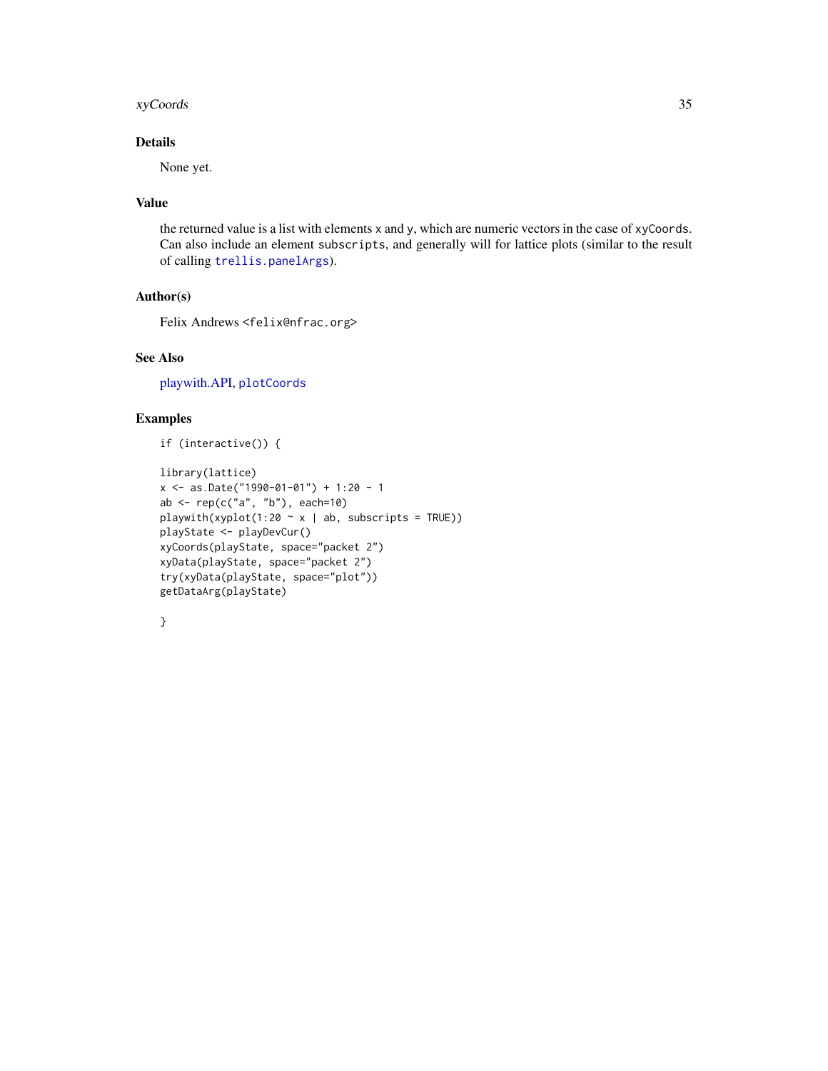## Details

None yet.

## Value

the returned value is a list with elements `x` and `y`, which are numeric vectors in the case of `xyCoords`. Can also include an element `subscripts`, and generally will for lattice plots (similar to the result of calling `trellis.panelArgs`).

## Author(s)

Felix Andrews <felix@nfrac.org>

## See Also

playwith.API, `plotCoords`

## Examples

```
if (interactive()) {

library(lattice)
x <- as.Date("1990-01-01") + 1:20 - 1
ab <- rep(c("a", "b"), each=10)
playwith(xyplot(1:20 ~ x | ab, subscripts = TRUE))
playState <- playDevCur()
xyCoords(playState, space="packet 2")
xyData(playState, space="packet 2")
try(xyData(playState, space="plot"))
getDataArg(playState)

}
```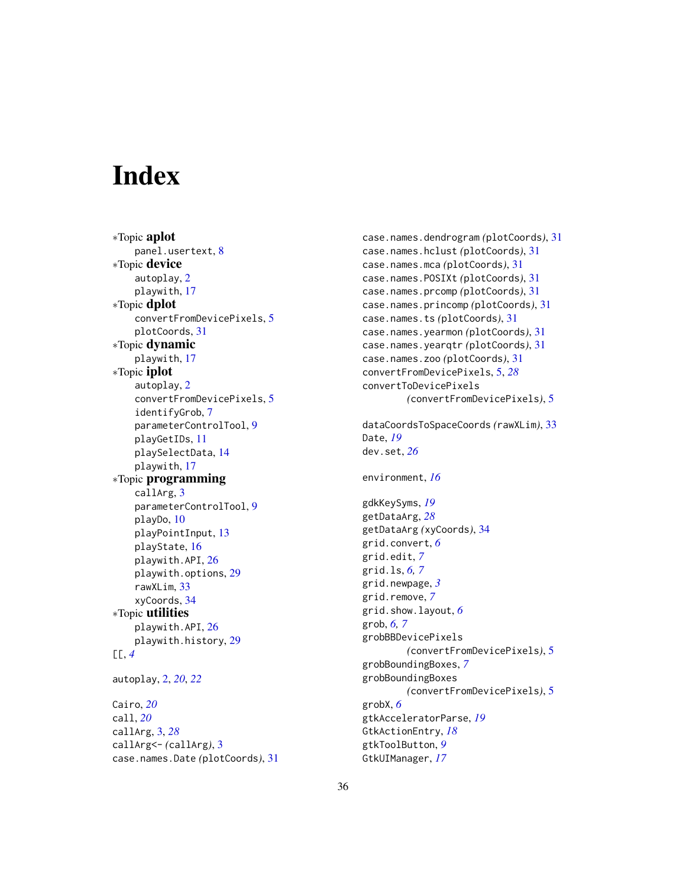# Index

∗Topic **aplot**
- panel.usertext, 8

∗Topic **device**
- autoplay, 2
- playwith, 17

∗Topic **dplot**
- convertFromDevicePixels, 5
- plotCoords, 31

∗Topic **dynamic**
- playwith, 17

∗Topic **iplot**
- autoplay, 2
- convertFromDevicePixels, 5
- identifyGrob, 7
- parameterControlTool, 9
- playGetIDs, 11
- playSelectData, 14
- playwith, 17

∗Topic **programming**
- callArg, 3
- parameterControlTool, 9
- playDo, 10
- playPointInput, 13
- playState, 16
- playwith.API, 26
- playwith.options, 29
- rawXLim, 33
- xyCoords, 34

∗Topic **utilities**
- playwith.API, 26
- playwith.history, 29

[[, *4*

autoplay, 2, *20*, *22*

Cairo, *20*
call, *20*
callArg, 3, *28*
callArg<- *(*callArg*)*, 3
case.names.Date *(*plotCoords*)*, 31
case.names.dendrogram *(*plotCoords*)*, 31
case.names.hclust *(*plotCoords*)*, 31
case.names.mca *(*plotCoords*)*, 31
case.names.POSIXt *(*plotCoords*)*, 31
case.names.prcomp *(*plotCoords*)*, 31
case.names.princomp *(*plotCoords*)*, 31
case.names.ts *(*plotCoords*)*, 31
case.names.yearmon *(*plotCoords*)*, 31
case.names.yearqtr *(*plotCoords*)*, 31
case.names.zoo *(*plotCoords*)*, 31
convertFromDevicePixels, 5, *28*
convertToDevicePixels *(*convertFromDevicePixels*)*, 5

dataCoordsToSpaceCoords *(*rawXLim*)*, 33
Date, *19*
dev.set, *26*

environment, *16*

gdkKeySyms, *19*
getDataArg, *28*
getDataArg *(*xyCoords*)*, 34
grid.convert, *6*
grid.edit, *7*
grid.ls, *6*, *7*
grid.newpage, *3*
grid.remove, *7*
grid.show.layout, *6*
grob, *6*, *7*
grobBBDevicePixels *(*convertFromDevicePixels*)*, 5
grobBoundingBoxes, *7*
grobBoundingBoxes *(*convertFromDevicePixels*)*, 5
grobX, *6*
gtkAcceleratorParse, *19*
GtkActionEntry, *18*
gtkToolButton, *9*
GtkUIManager, *17*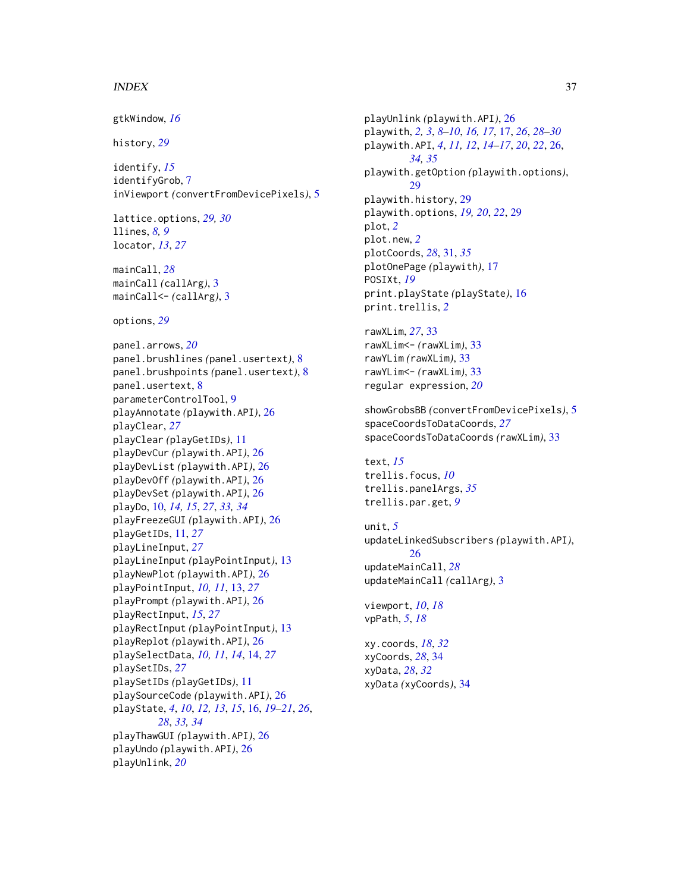gtkWindow, *16*

history, *29*

identify, *15*
identifyGrob, 7
inViewport *(convertFromDevicePixels)*, 5

lattice.options, *29, 30*
llines, *8, 9*
locator, *13*, *27*

mainCall, *28*
mainCall *(callArg)*, 3
mainCall<- *(callArg)*, 3

options, *29*

panel.arrows, *20*
panel.brushlines *(panel.usertext)*, 8
panel.brushpoints *(panel.usertext)*, 8
panel.usertext, 8
parameterControlTool, 9
playAnnotate *(playwith.API)*, 26
playClear, *27*
playClear *(playGetIDs)*, 11
playDevCur *(playwith.API)*, 26
playDevList *(playwith.API)*, 26
playDevOff *(playwith.API)*, 26
playDevSet *(playwith.API)*, 26
playDo, 10, *14, 15*, *27*, *33, 34*
playFreezeGUI *(playwith.API)*, 26
playGetIDs, 11, *27*
playLineInput, *27*
playLineInput *(playPointInput)*, 13
playNewPlot *(playwith.API)*, 26
playPointInput, *10, 11*, 13, *27*
playPrompt *(playwith.API)*, 26
playRectInput, *15*, *27*
playRectInput *(playPointInput)*, 13
playReplot *(playwith.API)*, 26
playSelectData, *10, 11*, *14*, 14, *27*
playSetIDs, *27*
playSetIDs *(playGetIDs)*, 11
playSourceCode *(playwith.API)*, 26
playState, *4*, *10*, *12, 13*, *15*, 16, *19–21*, *26*, *28*, *33, 34*
playThawGUI *(playwith.API)*, 26
playUndo *(playwith.API)*, 26
playUnlink, *20*
playUnlink *(playwith.API)*, 26
playwith, *2, 3*, *8–10*, *16, 17*, 17, *26*, *28–30*
playwith.API, *4*, *11, 12*, *14–17*, *20*, *22*, 26, *34, 35*
playwith.getOption *(playwith.options)*, 29
playwith.history, 29
playwith.options, *19, 20*, *22*, 29
plot, *2*
plot.new, *2*
plotCoords, *28*, 31, *35*
plotOnePage *(playwith)*, 17
POSIXt, *19*
print.playState *(playState)*, 16
print.trellis, *2*

rawXLim, *27*, 33
rawXLim<- *(rawXLim)*, 33
rawYLim *(rawXLim)*, 33
rawYLim<- *(rawXLim)*, 33
regular expression, *20*

showGrobsBB *(convertFromDevicePixels)*, 5
spaceCoordsToDataCoords, *27*
spaceCoordsToDataCoords *(rawXLim)*, 33

text, *15*
trellis.focus, *10*
trellis.panelArgs, *35*
trellis.par.get, *9*

unit, *5*
updateLinkedSubscribers *(playwith.API)*, 26
updateMainCall, *28*
updateMainCall *(callArg)*, 3

viewport, *10*, *18*
vpPath, *5*, *18*

xy.coords, *18*, *32*
xyCoords, *28*, 34
xyData, *28*, *32*
xyData *(xyCoords)*, 34